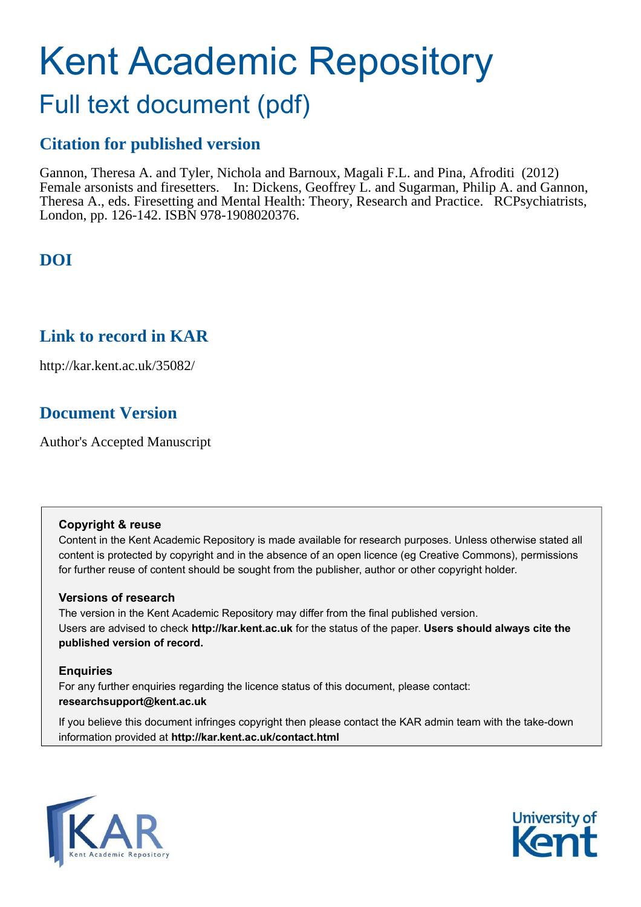# Kent Academic Repository

## Full text document (pdf)

### Citation for published version

Gannon, Theresa A. and Tyler, Nichola and Barnoux, Magali F.L. and Pina, Afroditi (2012) Female arsonists and firesetters. In: Dickens, Geoffrey L. and Sugarman, Philip A. and Gannon, Theresa A., eds. Firesetting and Mental Health: Theory, Research and Practice. RCPsychiatrists, London, pp. 126-142. ISBN 978-1908020376.

### DOI

### Link to record in KAR

http://kar.kent.ac.uk/35082/

### Document Version

Author's Accepted Manuscript

**Copyright & reuse**

Content in the Kent Academic Repository is made available for research purposes. Unless otherwise stated all content is protected by copyright and in the absence of an open licence (eg Creative Commons), permissions for further reuse of content should be sought from the publisher, author or other copyright holder.

**Versions of research**

The version in the Kent Academic Repository may differ from the final published version. Users are advised to check **http://kar.kent.ac.uk** for the status of the paper. **Users should always cite the published version of record.**

**Enquiries**

For any further enquiries regarding the licence status of this document, please contact: **researchsupport@kent.ac.uk**

If you believe this document infringes copyright then please contact the KAR admin team with the take-down information provided at **http://kar.kent.ac.uk/contact.html**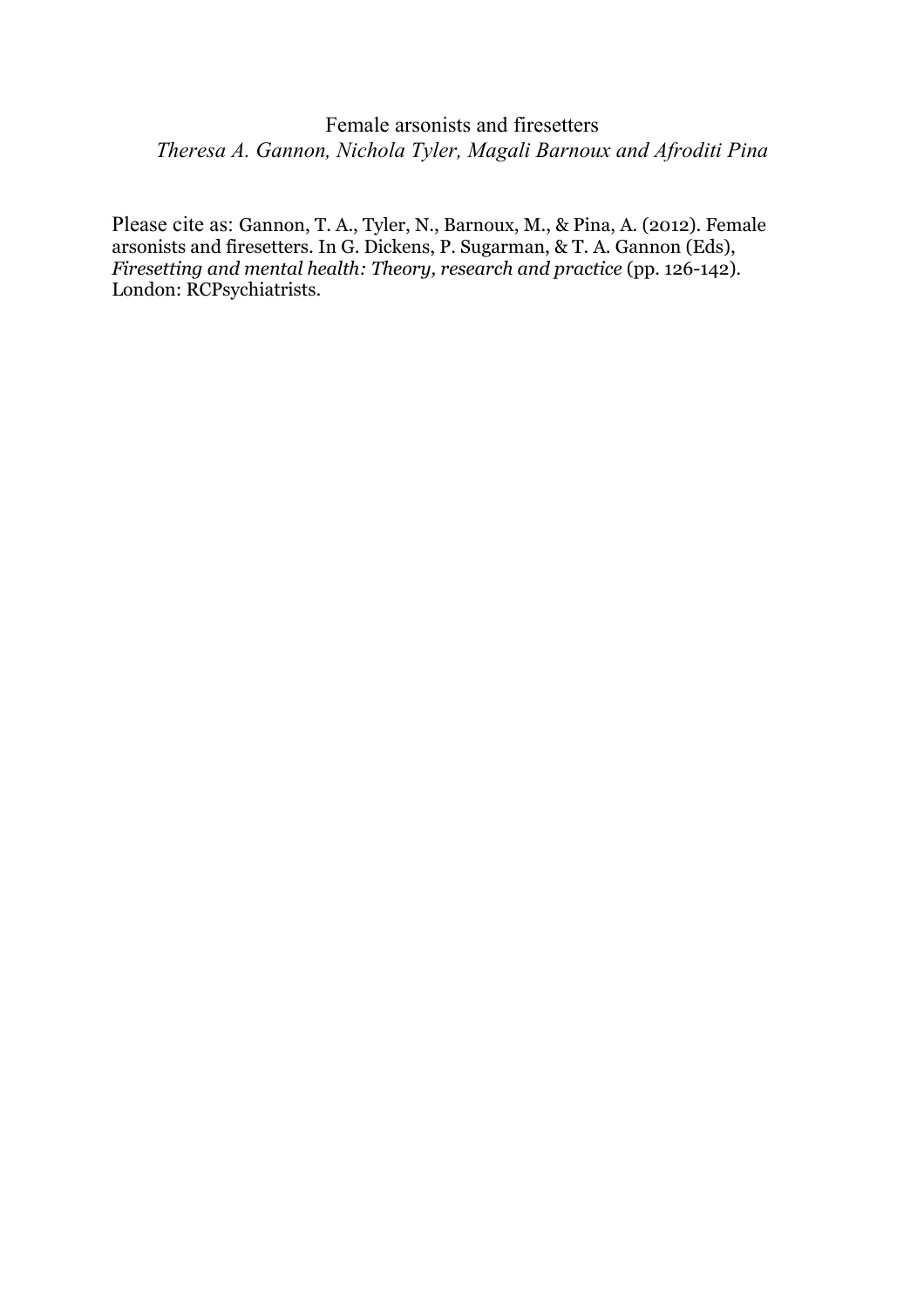Female arsonists and firesetters

*Theresa A. Gannon, Nichola Tyler, Magali Barnoux and Afroditi Pina*

Please cite as: Gannon, T. A., Tyler, N., Barnoux, M., & Pina, A. (2012). Female arsonists and firesetters. In G. Dickens, P. Sugarman, & T. A. Gannon (Eds), *Firesetting and mental health: Theory, research and practice* (pp. 126-142). London: RCPsychiatrists.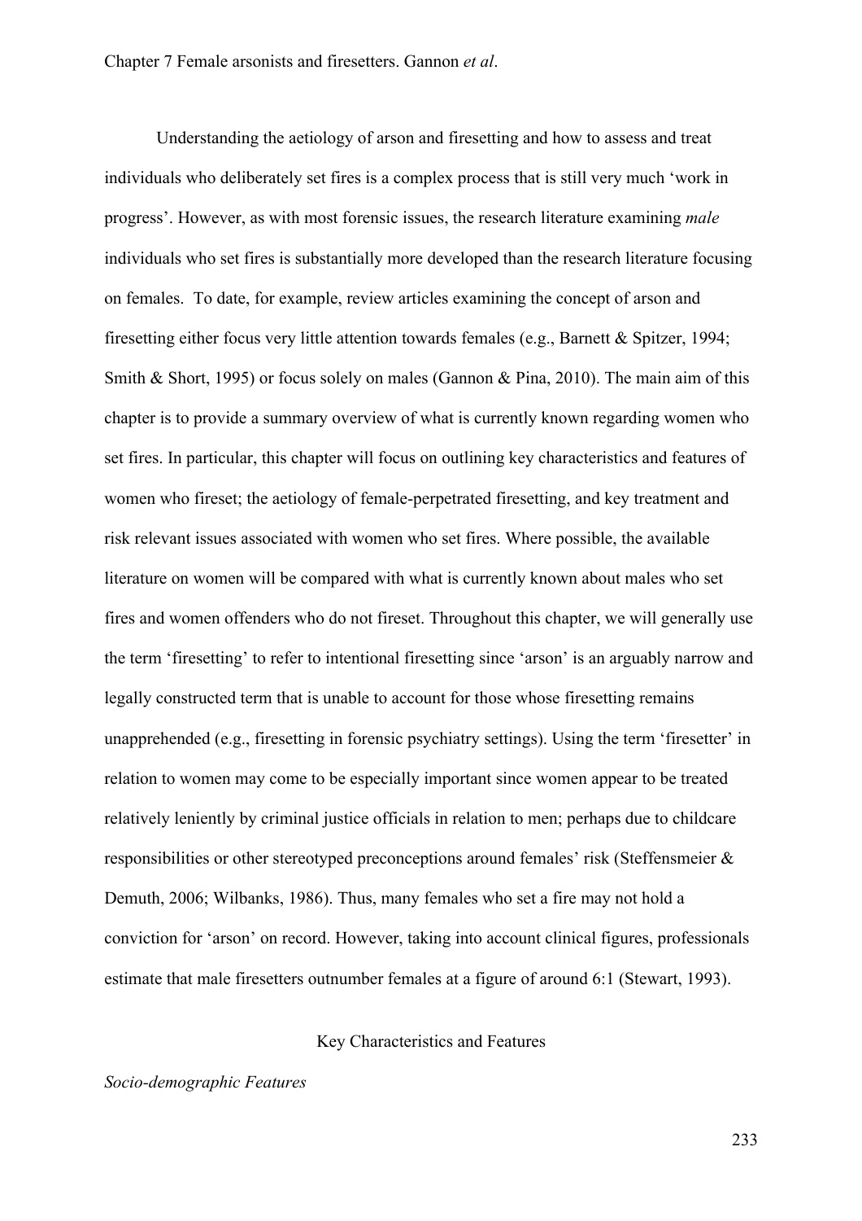Understanding the aetiology of arson and firesetting and how to assess and treat individuals who deliberately set fires is a complex process that is still very much 'work in progress'. However, as with most forensic issues, the research literature examining *male* individuals who set fires is substantially more developed than the research literature focusing on females. To date, for example, review articles examining the concept of arson and firesetting either focus very little attention towards females (e.g., Barnett & Spitzer, 1994; Smith & Short, 1995) or focus solely on males (Gannon & Pina, 2010). The main aim of this chapter is to provide a summary overview of what is currently known regarding women who set fires. In particular, this chapter will focus on outlining key characteristics and features of women who fireset; the aetiology of female-perpetrated firesetting, and key treatment and risk relevant issues associated with women who set fires. Where possible, the available literature on women will be compared with what is currently known about males who set fires and women offenders who do not fireset. Throughout this chapter, we will generally use the term 'firesetting' to refer to intentional firesetting since 'arson' is an arguably narrow and legally constructed term that is unable to account for those whose firesetting remains unapprehended (e.g., firesetting in forensic psychiatry settings). Using the term 'firesetter' in relation to women may come to be especially important since women appear to be treated relatively leniently by criminal justice officials in relation to men; perhaps due to childcare responsibilities or other stereotyped preconceptions around females' risk (Steffensmeier & Demuth, 2006; Wilbanks, 1986). Thus, many females who set a fire may not hold a conviction for 'arson' on record. However, taking into account clinical figures, professionals estimate that male firesetters outnumber females at a figure of around 6:1 (Stewart, 1993).

## Key Characteristics and Features

### *Socio-demographic Features*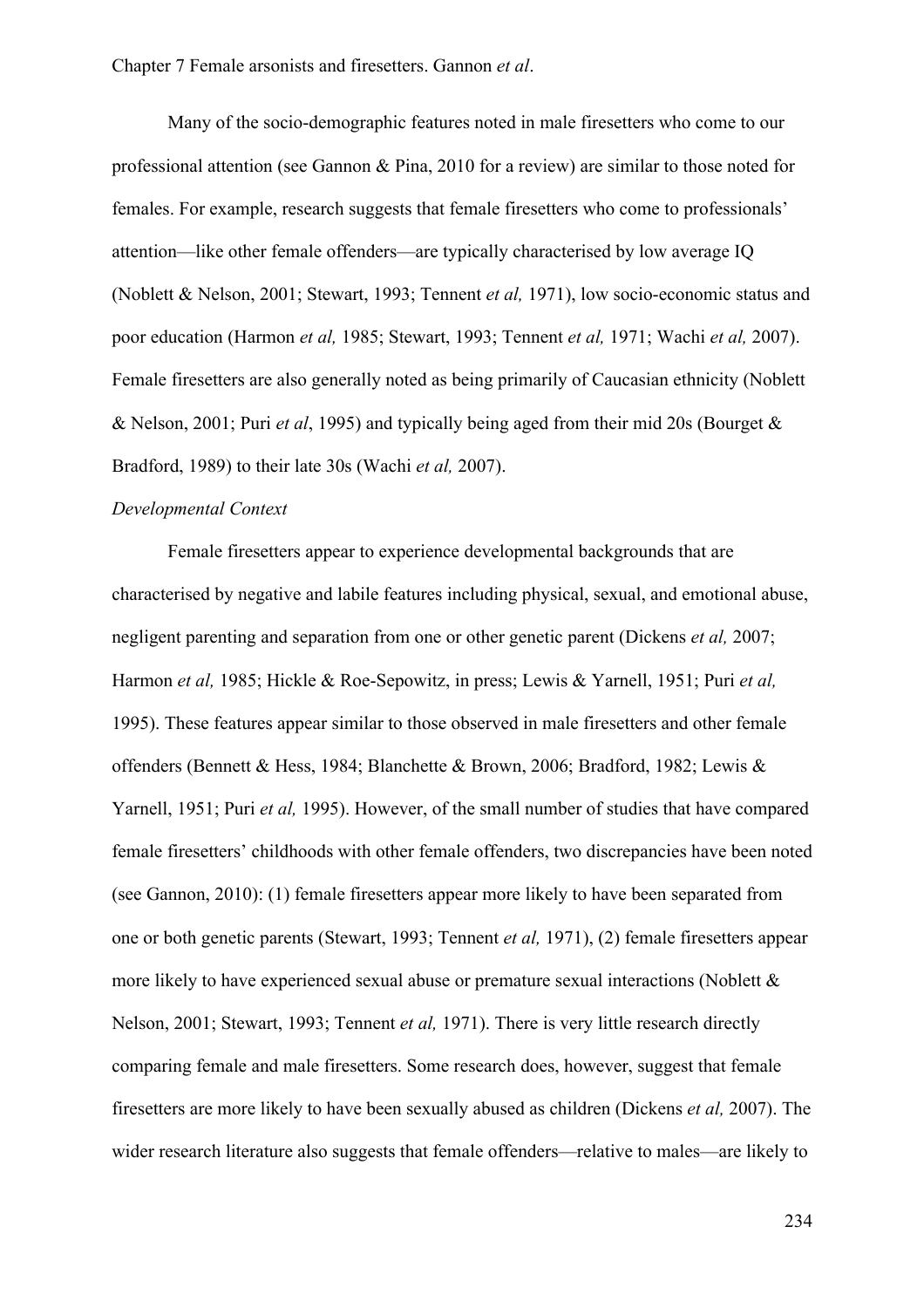Many of the socio-demographic features noted in male firesetters who come to our professional attention (see Gannon & Pina, 2010 for a review) are similar to those noted for females. For example, research suggests that female firesetters who come to professionals' attention—like other female offenders—are typically characterised by low average IQ (Noblett & Nelson, 2001; Stewart, 1993; Tennent *et al,* 1971), low socio-economic status and poor education (Harmon *et al,* 1985; Stewart, 1993; Tennent *et al,* 1971; Wachi *et al,* 2007). Female firesetters are also generally noted as being primarily of Caucasian ethnicity (Noblett & Nelson, 2001; Puri *et al*, 1995) and typically being aged from their mid 20s (Bourget & Bradford, 1989) to their late 30s (Wachi *et al,* 2007).

*Developmental Context*

Female firesetters appear to experience developmental backgrounds that are characterised by negative and labile features including physical, sexual, and emotional abuse, negligent parenting and separation from one or other genetic parent (Dickens *et al,* 2007; Harmon *et al,* 1985; Hickle & Roe-Sepowitz, in press; Lewis & Yarnell, 1951; Puri *et al,* 1995). These features appear similar to those observed in male firesetters and other female offenders (Bennett & Hess, 1984; Blanchette & Brown, 2006; Bradford, 1982; Lewis & Yarnell, 1951; Puri *et al,* 1995). However, of the small number of studies that have compared female firesetters' childhoods with other female offenders, two discrepancies have been noted (see Gannon, 2010): (1) female firesetters appear more likely to have been separated from one or both genetic parents (Stewart, 1993; Tennent *et al,* 1971), (2) female firesetters appear more likely to have experienced sexual abuse or premature sexual interactions (Noblett & Nelson, 2001; Stewart, 1993; Tennent *et al,* 1971). There is very little research directly comparing female and male firesetters. Some research does, however, suggest that female firesetters are more likely to have been sexually abused as children (Dickens *et al,* 2007). The wider research literature also suggests that female offenders—relative to males—are likely to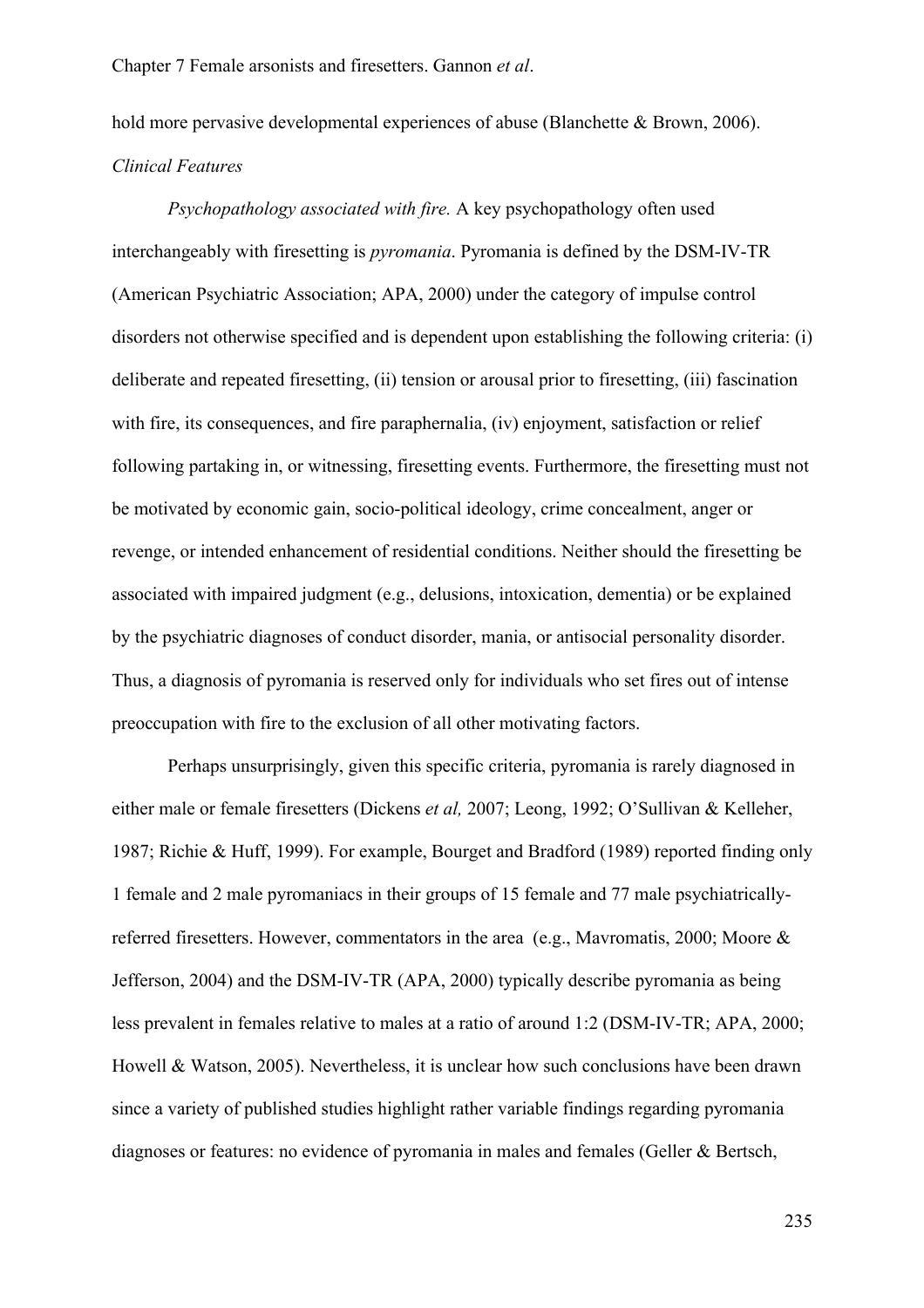hold more pervasive developmental experiences of abuse (Blanchette & Brown, 2006).

*Clinical Features*

*Psychopathology associated with fire.* A key psychopathology often used interchangeably with firesetting is *pyromania*. Pyromania is defined by the DSM-IV-TR (American Psychiatric Association; APA, 2000) under the category of impulse control disorders not otherwise specified and is dependent upon establishing the following criteria: (i) deliberate and repeated firesetting, (ii) tension or arousal prior to firesetting, (iii) fascination with fire, its consequences, and fire paraphernalia, (iv) enjoyment, satisfaction or relief following partaking in, or witnessing, firesetting events. Furthermore, the firesetting must not be motivated by economic gain, socio-political ideology, crime concealment, anger or revenge, or intended enhancement of residential conditions. Neither should the firesetting be associated with impaired judgment (e.g., delusions, intoxication, dementia) or be explained by the psychiatric diagnoses of conduct disorder, mania, or antisocial personality disorder. Thus, a diagnosis of pyromania is reserved only for individuals who set fires out of intense preoccupation with fire to the exclusion of all other motivating factors.

Perhaps unsurprisingly, given this specific criteria, pyromania is rarely diagnosed in either male or female firesetters (Dickens *et al,* 2007; Leong, 1992; O'Sullivan & Kelleher, 1987; Richie & Huff, 1999). For example, Bourget and Bradford (1989) reported finding only 1 female and 2 male pyromaniacs in their groups of 15 female and 77 male psychiatrically-referred firesetters. However, commentators in the area (e.g., Mavromatis, 2000; Moore & Jefferson, 2004) and the DSM-IV-TR (APA, 2000) typically describe pyromania as being less prevalent in females relative to males at a ratio of around 1:2 (DSM-IV-TR; APA, 2000; Howell & Watson, 2005). Nevertheless, it is unclear how such conclusions have been drawn since a variety of published studies highlight rather variable findings regarding pyromania diagnoses or features: no evidence of pyromania in males and females (Geller & Bertsch,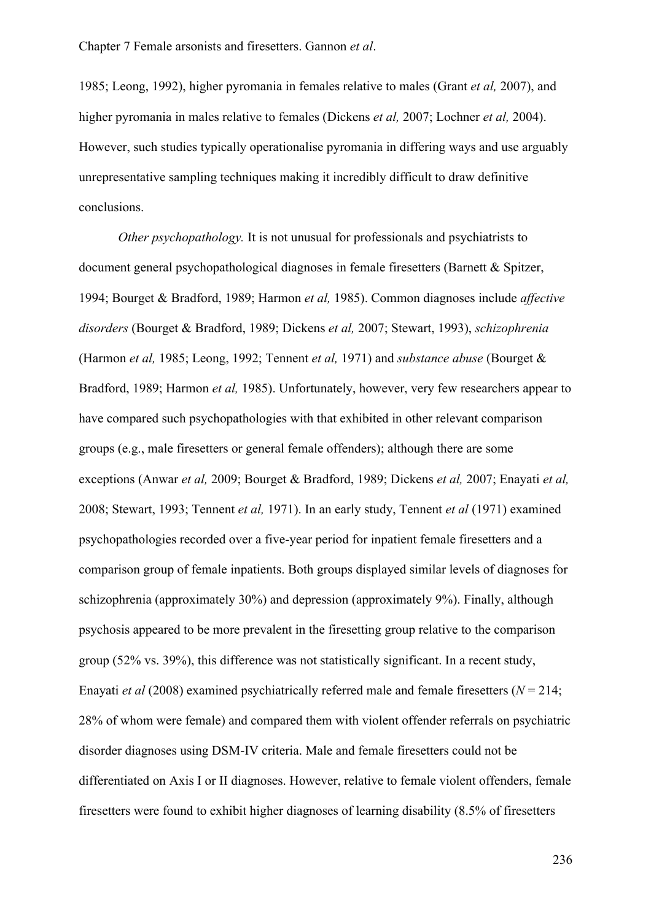1985; Leong, 1992), higher pyromania in females relative to males (Grant *et al,* 2007), and higher pyromania in males relative to females (Dickens *et al,* 2007; Lochner *et al,* 2004). However, such studies typically operationalise pyromania in differing ways and use arguably unrepresentative sampling techniques making it incredibly difficult to draw definitive conclusions.

*Other psychopathology.* It is not unusual for professionals and psychiatrists to document general psychopathological diagnoses in female firesetters (Barnett & Spitzer, 1994; Bourget & Bradford, 1989; Harmon *et al,* 1985). Common diagnoses include *affective disorders* (Bourget & Bradford, 1989; Dickens *et al,* 2007; Stewart, 1993), *schizophrenia* (Harmon *et al,* 1985; Leong, 1992; Tennent *et al,* 1971) and *substance abuse* (Bourget & Bradford, 1989; Harmon *et al,* 1985). Unfortunately, however, very few researchers appear to have compared such psychopathologies with that exhibited in other relevant comparison groups (e.g., male firesetters or general female offenders); although there are some exceptions (Anwar *et al,* 2009; Bourget & Bradford, 1989; Dickens *et al,* 2007; Enayati *et al,* 2008; Stewart, 1993; Tennent *et al,* 1971). In an early study, Tennent *et al* (1971) examined psychopathologies recorded over a five-year period for inpatient female firesetters and a comparison group of female inpatients. Both groups displayed similar levels of diagnoses for schizophrenia (approximately 30%) and depression (approximately 9%). Finally, although psychosis appeared to be more prevalent in the firesetting group relative to the comparison group (52% vs. 39%), this difference was not statistically significant. In a recent study, Enayati *et al* (2008) examined psychiatrically referred male and female firesetters ($N = 214$; 28% of whom were female) and compared them with violent offender referrals on psychiatric disorder diagnoses using DSM-IV criteria. Male and female firesetters could not be differentiated on Axis I or II diagnoses. However, relative to female violent offenders, female firesetters were found to exhibit higher diagnoses of learning disability (8.5% of firesetters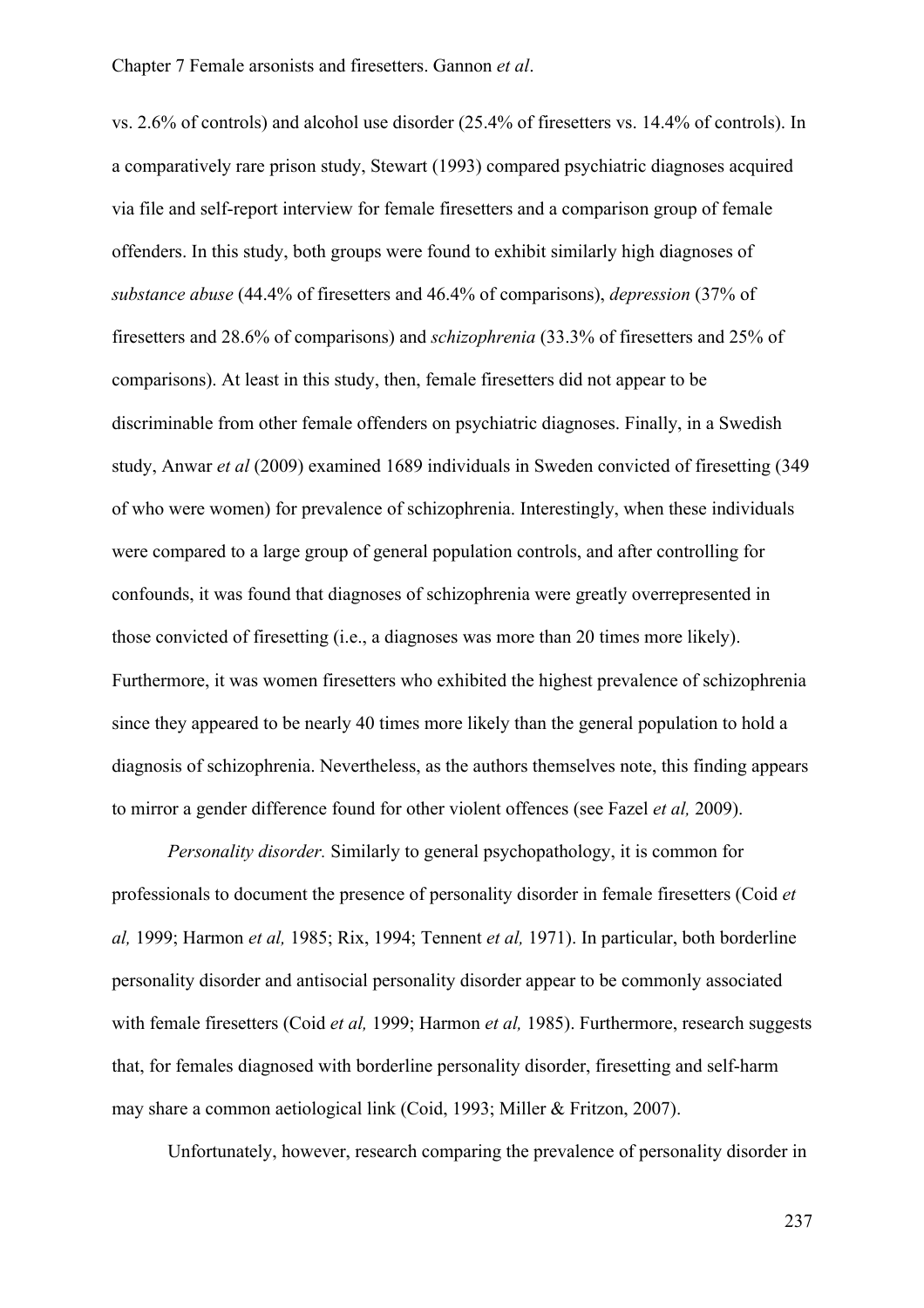vs. 2.6% of controls) and alcohol use disorder (25.4% of firesetters vs. 14.4% of controls). In a comparatively rare prison study, Stewart (1993) compared psychiatric diagnoses acquired via file and self-report interview for female firesetters and a comparison group of female offenders. In this study, both groups were found to exhibit similarly high diagnoses of *substance abuse* (44.4% of firesetters and 46.4% of comparisons), *depression* (37% of firesetters and 28.6% of comparisons) and *schizophrenia* (33.3% of firesetters and 25% of comparisons). At least in this study, then, female firesetters did not appear to be discriminable from other female offenders on psychiatric diagnoses. Finally, in a Swedish study, Anwar *et al* (2009) examined 1689 individuals in Sweden convicted of firesetting (349 of who were women) for prevalence of schizophrenia. Interestingly, when these individuals were compared to a large group of general population controls, and after controlling for confounds, it was found that diagnoses of schizophrenia were greatly overrepresented in those convicted of firesetting (i.e., a diagnoses was more than 20 times more likely). Furthermore, it was women firesetters who exhibited the highest prevalence of schizophrenia since they appeared to be nearly 40 times more likely than the general population to hold a diagnosis of schizophrenia. Nevertheless, as the authors themselves note, this finding appears to mirror a gender difference found for other violent offences (see Fazel *et al,* 2009).

*Personality disorder.* Similarly to general psychopathology, it is common for professionals to document the presence of personality disorder in female firesetters (Coid *et al,* 1999; Harmon *et al,* 1985; Rix, 1994; Tennent *et al,* 1971). In particular, both borderline personality disorder and antisocial personality disorder appear to be commonly associated with female firesetters (Coid *et al,* 1999; Harmon *et al,* 1985). Furthermore, research suggests that, for females diagnosed with borderline personality disorder, firesetting and self-harm may share a common aetiological link (Coid, 1993; Miller & Fritzon, 2007).

Unfortunately, however, research comparing the prevalence of personality disorder in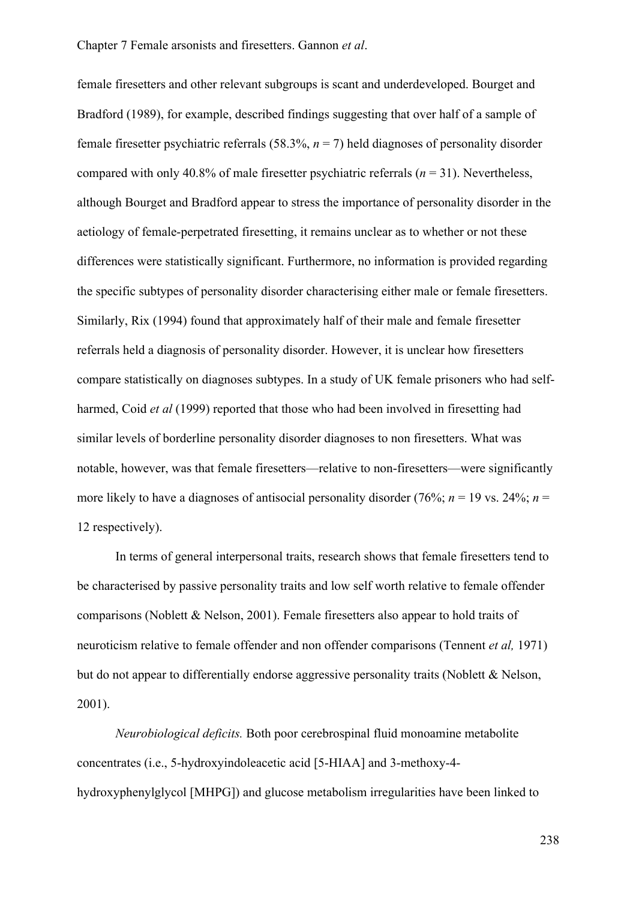female firesetters and other relevant subgroups is scant and underdeveloped. Bourget and Bradford (1989), for example, described findings suggesting that over half of a sample of female firesetter psychiatric referrals (58.3%, *n* = 7) held diagnoses of personality disorder compared with only 40.8% of male firesetter psychiatric referrals (*n* = 31). Nevertheless, although Bourget and Bradford appear to stress the importance of personality disorder in the aetiology of female-perpetrated firesetting, it remains unclear as to whether or not these differences were statistically significant. Furthermore, no information is provided regarding the specific subtypes of personality disorder characterising either male or female firesetters. Similarly, Rix (1994) found that approximately half of their male and female firesetter referrals held a diagnosis of personality disorder. However, it is unclear how firesetters compare statistically on diagnoses subtypes. In a study of UK female prisoners who had self-harmed, Coid *et al* (1999) reported that those who had been involved in firesetting had similar levels of borderline personality disorder diagnoses to non firesetters. What was notable, however, was that female firesetters—relative to non-firesetters—were significantly more likely to have a diagnoses of antisocial personality disorder (76%; *n* = 19 vs. 24%; *n* = 12 respectively).

In terms of general interpersonal traits, research shows that female firesetters tend to be characterised by passive personality traits and low self worth relative to female offender comparisons (Noblett & Nelson, 2001). Female firesetters also appear to hold traits of neuroticism relative to female offender and non offender comparisons (Tennent *et al,* 1971) but do not appear to differentially endorse aggressive personality traits (Noblett & Nelson, 2001).

*Neurobiological deficits.* Both poor cerebrospinal fluid monoamine metabolite concentrates (i.e., 5-hydroxyindoleacetic acid [5-HIAA] and 3-methoxy-4-hydroxyphenylglycol [MHPG]) and glucose metabolism irregularities have been linked to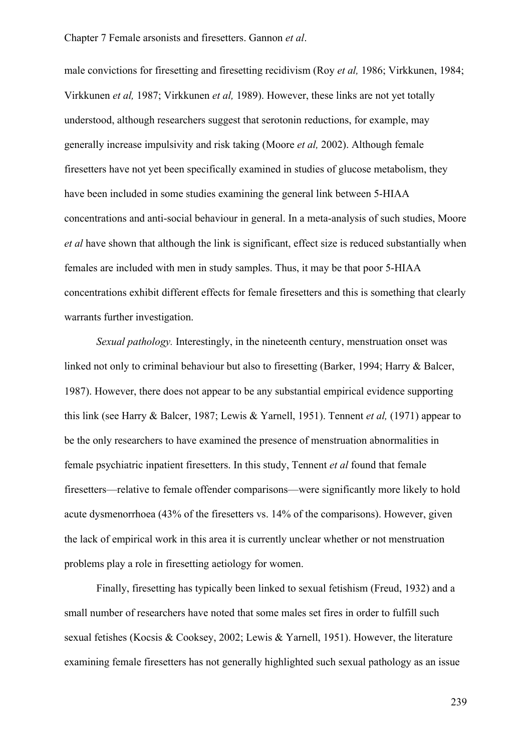male convictions for firesetting and firesetting recidivism (Roy *et al,* 1986; Virkkunen, 1984; Virkkunen *et al,* 1987; Virkkunen *et al,* 1989). However, these links are not yet totally understood, although researchers suggest that serotonin reductions, for example, may generally increase impulsivity and risk taking (Moore *et al,* 2002). Although female firesetters have not yet been specifically examined in studies of glucose metabolism, they have been included in some studies examining the general link between 5-HIAA concentrations and anti-social behaviour in general. In a meta-analysis of such studies, Moore *et al* have shown that although the link is significant, effect size is reduced substantially when females are included with men in study samples. Thus, it may be that poor 5-HIAA concentrations exhibit different effects for female firesetters and this is something that clearly warrants further investigation.

*Sexual pathology.* Interestingly, in the nineteenth century, menstruation onset was linked not only to criminal behaviour but also to firesetting (Barker, 1994; Harry & Balcer, 1987). However, there does not appear to be any substantial empirical evidence supporting this link (see Harry & Balcer, 1987; Lewis & Yarnell, 1951). Tennent *et al,* (1971) appear to be the only researchers to have examined the presence of menstruation abnormalities in female psychiatric inpatient firesetters. In this study, Tennent *et al* found that female firesetters—relative to female offender comparisons—were significantly more likely to hold acute dysmenorrhoea (43% of the firesetters vs. 14% of the comparisons). However, given the lack of empirical work in this area it is currently unclear whether or not menstruation problems play a role in firesetting aetiology for women.

Finally, firesetting has typically been linked to sexual fetishism (Freud, 1932) and a small number of researchers have noted that some males set fires in order to fulfill such sexual fetishes (Kocsis & Cooksey, 2002; Lewis & Yarnell, 1951). However, the literature examining female firesetters has not generally highlighted such sexual pathology as an issue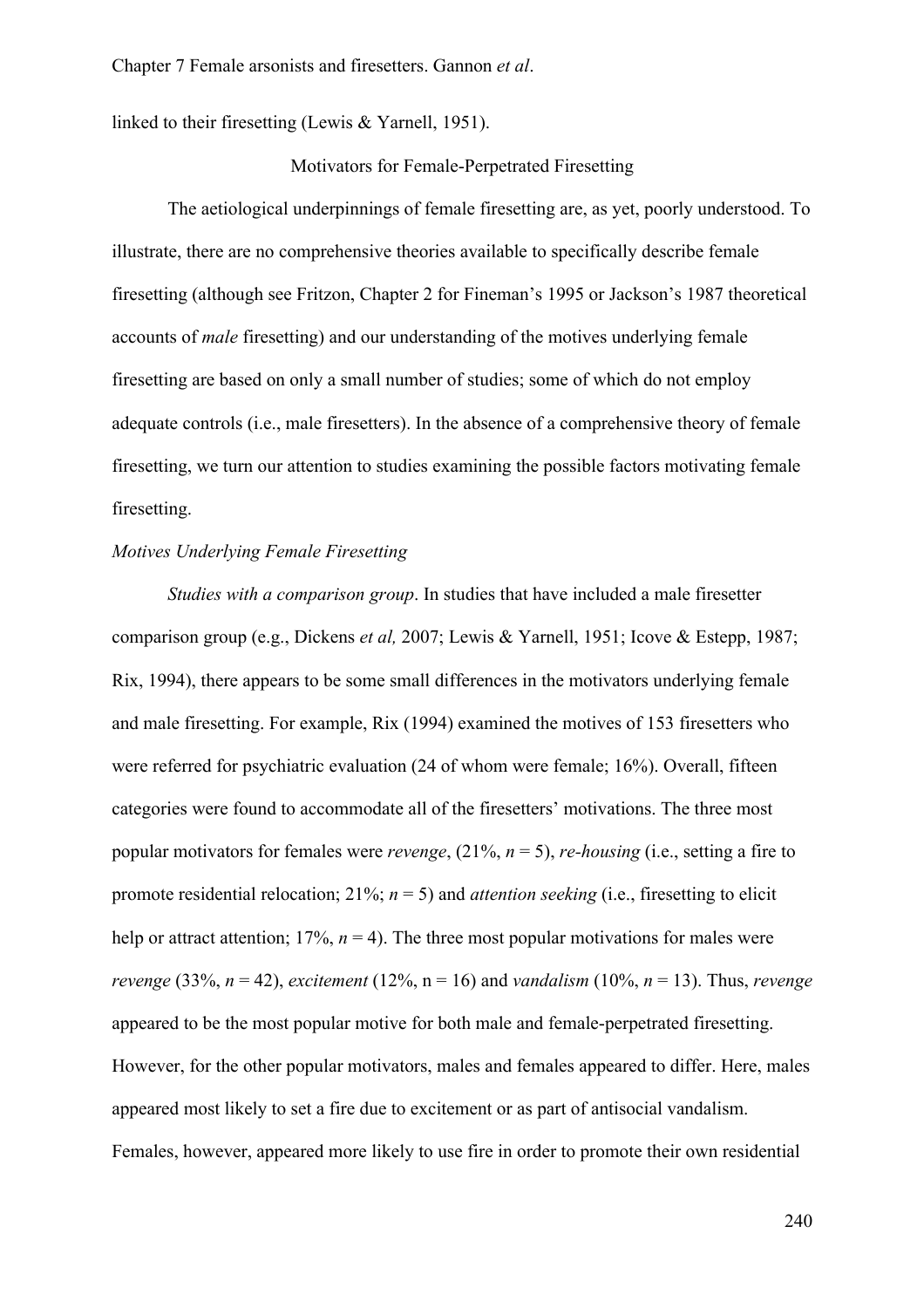linked to their firesetting (Lewis & Yarnell, 1951).

## Motivators for Female-Perpetrated Firesetting

The aetiological underpinnings of female firesetting are, as yet, poorly understood. To illustrate, there are no comprehensive theories available to specifically describe female firesetting (although see Fritzon, Chapter 2 for Fineman's 1995 or Jackson's 1987 theoretical accounts of *male* firesetting) and our understanding of the motives underlying female firesetting are based on only a small number of studies; some of which do not employ adequate controls (i.e., male firesetters). In the absence of a comprehensive theory of female firesetting, we turn our attention to studies examining the possible factors motivating female firesetting.

### *Motives Underlying Female Firesetting*

*Studies with a comparison group*. In studies that have included a male firesetter comparison group (e.g., Dickens *et al,* 2007; Lewis & Yarnell, 1951; Icove & Estepp, 1987; Rix, 1994), there appears to be some small differences in the motivators underlying female and male firesetting. For example, Rix (1994) examined the motives of 153 firesetters who were referred for psychiatric evaluation (24 of whom were female; 16%). Overall, fifteen categories were found to accommodate all of the firesetters' motivations. The three most popular motivators for females were *revenge*, (21%, $n = 5$), *re-housing* (i.e., setting a fire to promote residential relocation; 21%; $n = 5$) and *attention seeking* (i.e., firesetting to elicit help or attract attention; 17%, $n = 4$). The three most popular motivations for males were *revenge* (33%, $n = 42$), *excitement* (12%, $n = 16$) and *vandalism* (10%, $n = 13$). Thus, *revenge* appeared to be the most popular motive for both male and female-perpetrated firesetting. However, for the other popular motivators, males and females appeared to differ. Here, males appeared most likely to set a fire due to excitement or as part of antisocial vandalism. Females, however, appeared more likely to use fire in order to promote their own residential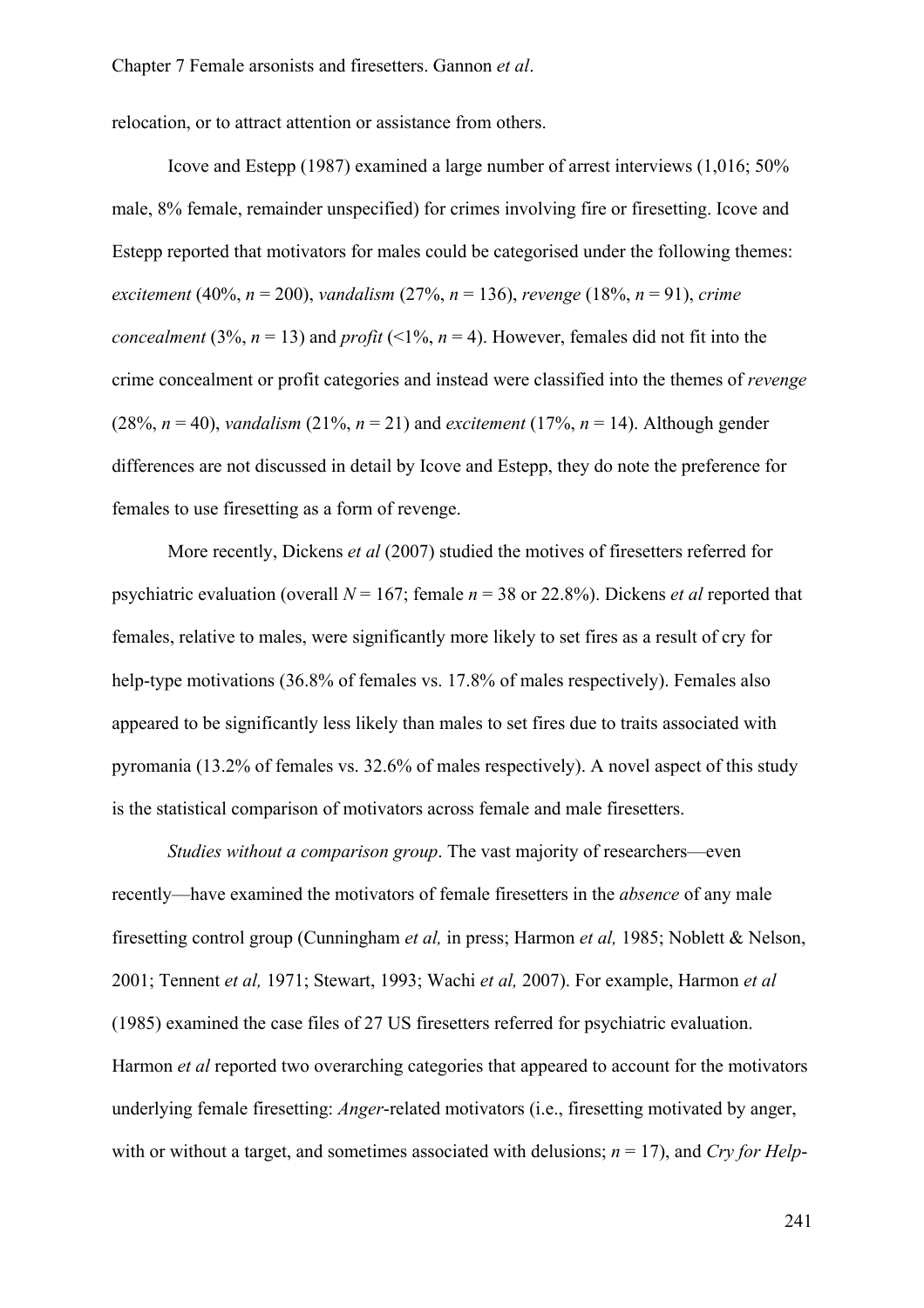relocation, or to attract attention or assistance from others.

Icove and Estepp (1987) examined a large number of arrest interviews (1,016; 50% male, 8% female, remainder unspecified) for crimes involving fire or firesetting. Icove and Estepp reported that motivators for males could be categorised under the following themes: *excitement* (40%, *n* = 200), *vandalism* (27%, *n* = 136), *revenge* (18%, *n* = 91), *crime concealment* (3%, *n* = 13) and *profit* (<1%, *n* = 4). However, females did not fit into the crime concealment or profit categories and instead were classified into the themes of *revenge* (28%, *n* = 40), *vandalism* (21%, *n* = 21) and *excitement* (17%, *n* = 14). Although gender differences are not discussed in detail by Icove and Estepp, they do note the preference for females to use firesetting as a form of revenge.

More recently, Dickens *et al* (2007) studied the motives of firesetters referred for psychiatric evaluation (overall *N* = 167; female *n* = 38 or 22.8%). Dickens *et al* reported that females, relative to males, were significantly more likely to set fires as a result of cry for help-type motivations (36.8% of females vs. 17.8% of males respectively). Females also appeared to be significantly less likely than males to set fires due to traits associated with pyromania (13.2% of females vs. 32.6% of males respectively). A novel aspect of this study is the statistical comparison of motivators across female and male firesetters.

*Studies without a comparison group*. The vast majority of researchers—even recently—have examined the motivators of female firesetters in the *absence* of any male firesetting control group (Cunningham *et al,* in press; Harmon *et al,* 1985; Noblett & Nelson, 2001; Tennent *et al,* 1971; Stewart, 1993; Wachi *et al,* 2007). For example, Harmon *et al* (1985) examined the case files of 27 US firesetters referred for psychiatric evaluation. Harmon *et al* reported two overarching categories that appeared to account for the motivators underlying female firesetting: *Anger*-related motivators (i.e., firesetting motivated by anger, with or without a target, and sometimes associated with delusions; *n* = 17), and *Cry for Help*-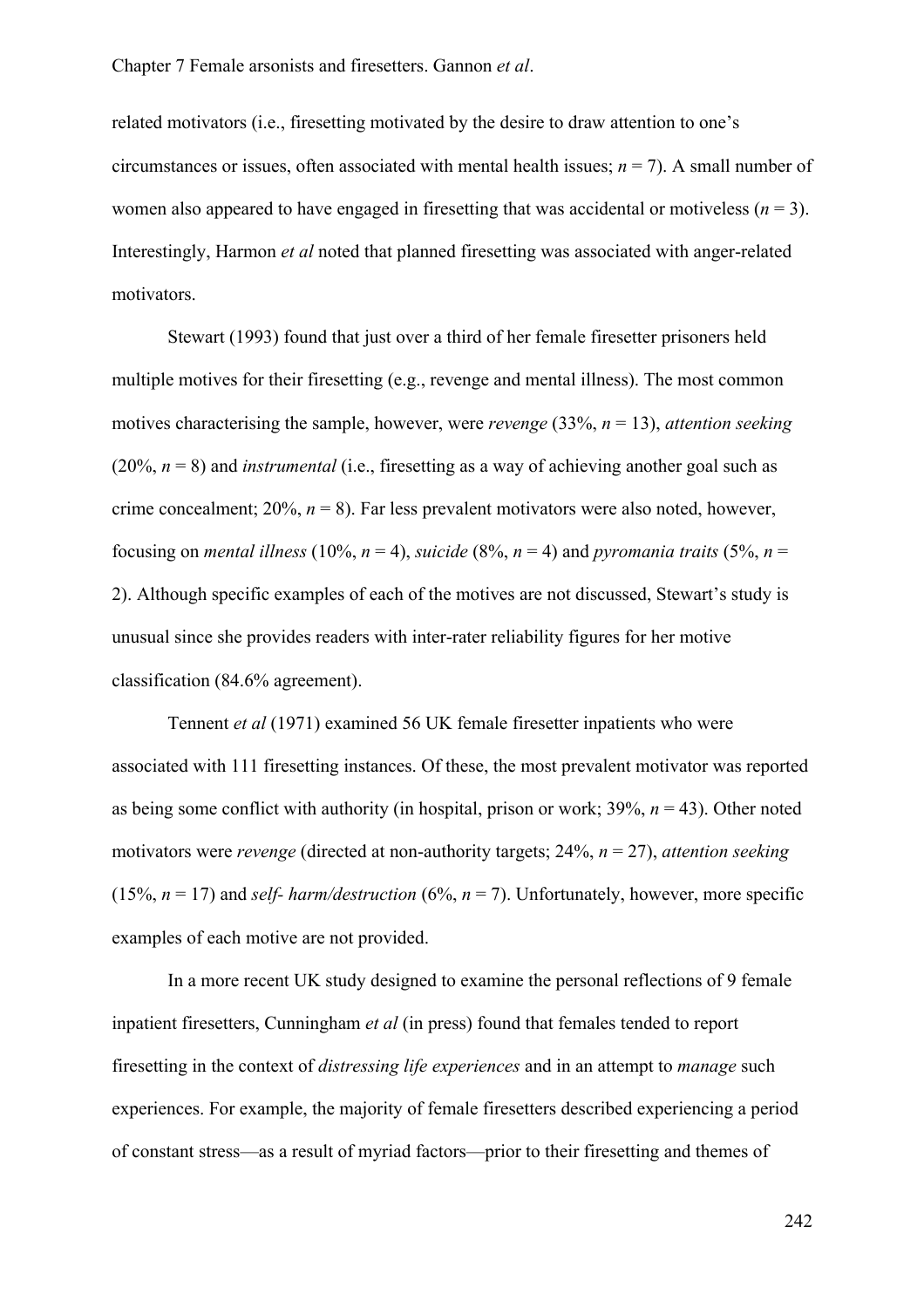related motivators (i.e., firesetting motivated by the desire to draw attention to one's circumstances or issues, often associated with mental health issues; *n* = 7). A small number of women also appeared to have engaged in firesetting that was accidental or motiveless (*n* = 3). Interestingly, Harmon *et al* noted that planned firesetting was associated with anger-related motivators.

Stewart (1993) found that just over a third of her female firesetter prisoners held multiple motives for their firesetting (e.g., revenge and mental illness). The most common motives characterising the sample, however, were *revenge* (33%, *n* = 13), *attention seeking* (20%, *n* = 8) and *instrumental* (i.e., firesetting as a way of achieving another goal such as crime concealment; 20%, *n* = 8). Far less prevalent motivators were also noted, however, focusing on *mental illness* (10%, *n* = 4), *suicide* (8%, *n* = 4) and *pyromania traits* (5%, *n* = 2). Although specific examples of each of the motives are not discussed, Stewart's study is unusual since she provides readers with inter-rater reliability figures for her motive classification (84.6% agreement).

Tennent *et al* (1971) examined 56 UK female firesetter inpatients who were associated with 111 firesetting instances. Of these, the most prevalent motivator was reported as being some conflict with authority (in hospital, prison or work; 39%, *n* = 43). Other noted motivators were *revenge* (directed at non-authority targets; 24%, *n* = 27), *attention seeking* (15%, *n* = 17) and *self- harm/destruction* (6%, *n* = 7). Unfortunately, however, more specific examples of each motive are not provided.

In a more recent UK study designed to examine the personal reflections of 9 female inpatient firesetters, Cunningham *et al* (in press) found that females tended to report firesetting in the context of *distressing life experiences* and in an attempt to *manage* such experiences. For example, the majority of female firesetters described experiencing a period of constant stress—as a result of myriad factors—prior to their firesetting and themes of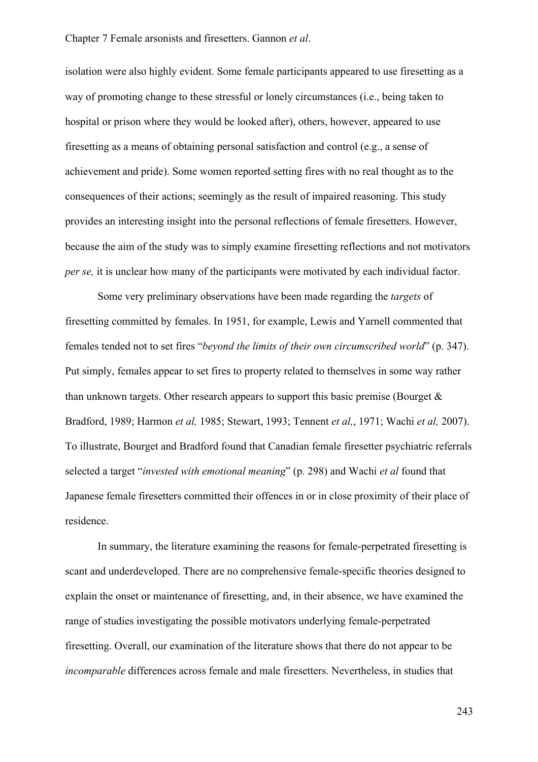isolation were also highly evident. Some female participants appeared to use firesetting as a way of promoting change to these stressful or lonely circumstances (i.e., being taken to hospital or prison where they would be looked after), others, however, appeared to use firesetting as a means of obtaining personal satisfaction and control (e.g., a sense of achievement and pride). Some women reported setting fires with no real thought as to the consequences of their actions; seemingly as the result of impaired reasoning. This study provides an interesting insight into the personal reflections of female firesetters. However, because the aim of the study was to simply examine firesetting reflections and not motivators *per se,* it is unclear how many of the participants were motivated by each individual factor.

Some very preliminary observations have been made regarding the *targets* of firesetting committed by females. In 1951, for example, Lewis and Yarnell commented that females tended not to set fires "*beyond the limits of their own circumscribed world*" (p. 347). Put simply, females appear to set fires to property related to themselves in some way rather than unknown targets. Other research appears to support this basic premise (Bourget & Bradford, 1989; Harmon *et al,* 1985; Stewart, 1993; Tennent *et al,*, 1971; Wachi *et al,* 2007). To illustrate, Bourget and Bradford found that Canadian female firesetter psychiatric referrals selected a target "*invested with emotional meaning*" (p. 298) and Wachi *et al* found that Japanese female firesetters committed their offences in or in close proximity of their place of residence.

In summary, the literature examining the reasons for female-perpetrated firesetting is scant and underdeveloped. There are no comprehensive female-specific theories designed to explain the onset or maintenance of firesetting, and, in their absence, we have examined the range of studies investigating the possible motivators underlying female-perpetrated firesetting. Overall, our examination of the literature shows that there do not appear to be *incomparable* differences across female and male firesetters. Nevertheless, in studies that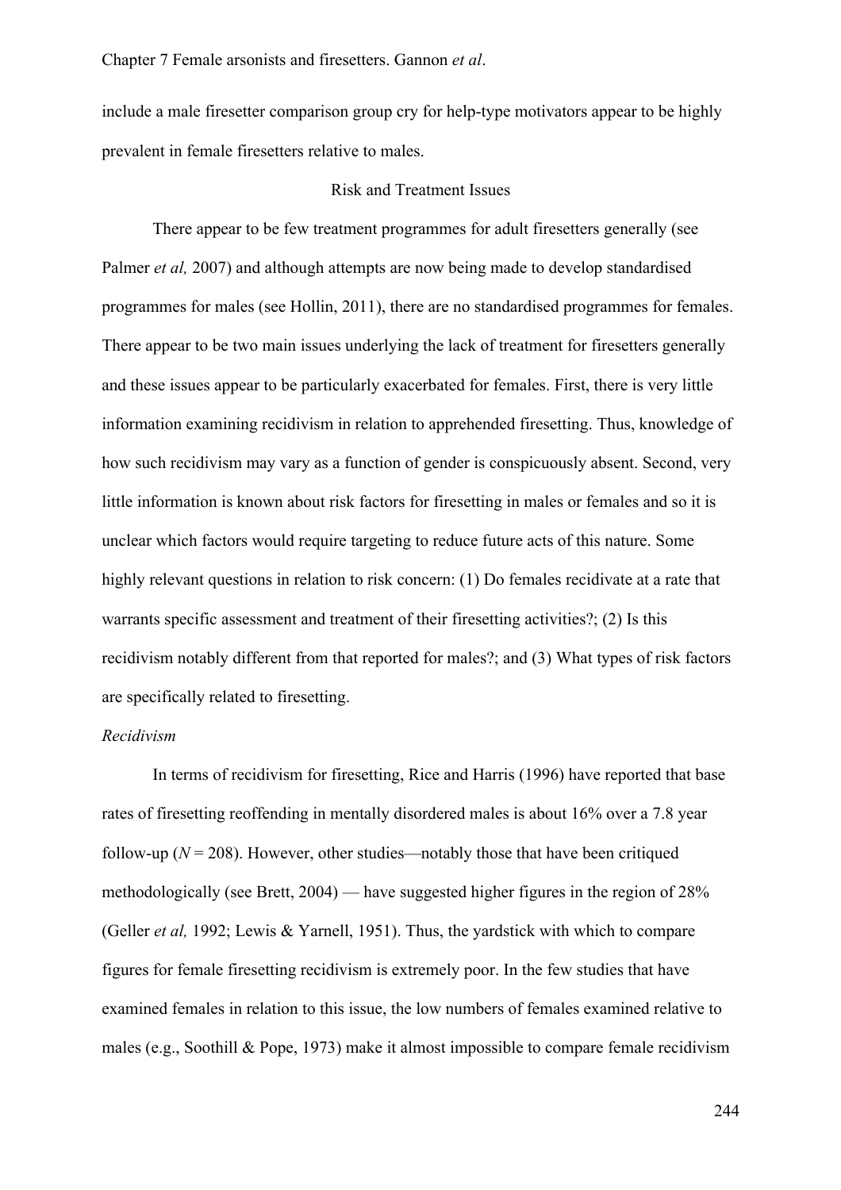include a male firesetter comparison group cry for help-type motivators appear to be highly prevalent in female firesetters relative to males.

## Risk and Treatment Issues

There appear to be few treatment programmes for adult firesetters generally (see Palmer *et al,* 2007) and although attempts are now being made to develop standardised programmes for males (see Hollin, 2011), there are no standardised programmes for females. There appear to be two main issues underlying the lack of treatment for firesetters generally and these issues appear to be particularly exacerbated for females. First, there is very little information examining recidivism in relation to apprehended firesetting. Thus, knowledge of how such recidivism may vary as a function of gender is conspicuously absent. Second, very little information is known about risk factors for firesetting in males or females and so it is unclear which factors would require targeting to reduce future acts of this nature. Some highly relevant questions in relation to risk concern: (1) Do females recidivate at a rate that warrants specific assessment and treatment of their firesetting activities?; (2) Is this recidivism notably different from that reported for males?; and (3) What types of risk factors are specifically related to firesetting.

### *Recidivism*

In terms of recidivism for firesetting, Rice and Harris (1996) have reported that base rates of firesetting reoffending in mentally disordered males is about 16% over a 7.8 year follow-up ($N$ = 208). However, other studies—notably those that have been critiqued methodologically (see Brett, 2004) — have suggested higher figures in the region of 28% (Geller *et al,* 1992; Lewis & Yarnell, 1951). Thus, the yardstick with which to compare figures for female firesetting recidivism is extremely poor. In the few studies that have examined females in relation to this issue, the low numbers of females examined relative to males (e.g., Soothill & Pope, 1973) make it almost impossible to compare female recidivism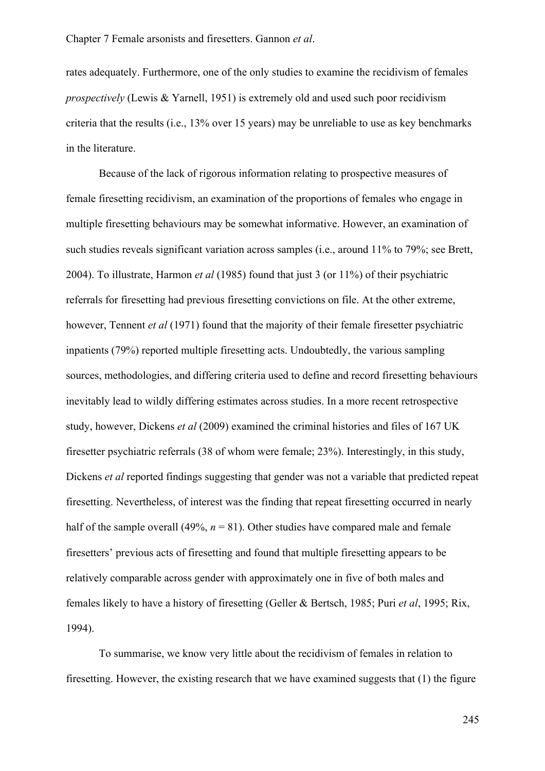rates adequately. Furthermore, one of the only studies to examine the recidivism of females *prospectively* (Lewis & Yarnell, 1951) is extremely old and used such poor recidivism criteria that the results (i.e., 13% over 15 years) may be unreliable to use as key benchmarks in the literature.

Because of the lack of rigorous information relating to prospective measures of female firesetting recidivism, an examination of the proportions of females who engage in multiple firesetting behaviours may be somewhat informative. However, an examination of such studies reveals significant variation across samples (i.e., around 11% to 79%; see Brett, 2004). To illustrate, Harmon *et al* (1985) found that just 3 (or 11%) of their psychiatric referrals for firesetting had previous firesetting convictions on file. At the other extreme, however, Tennent *et al* (1971) found that the majority of their female firesetter psychiatric inpatients (79%) reported multiple firesetting acts. Undoubtedly, the various sampling sources, methodologies, and differing criteria used to define and record firesetting behaviours inevitably lead to wildly differing estimates across studies. In a more recent retrospective study, however, Dickens *et al* (2009) examined the criminal histories and files of 167 UK firesetter psychiatric referrals (38 of whom were female; 23%). Interestingly, in this study, Dickens *et al* reported findings suggesting that gender was not a variable that predicted repeat firesetting. Nevertheless, of interest was the finding that repeat firesetting occurred in nearly half of the sample overall (49%, $n = 81$). Other studies have compared male and female firesetters' previous acts of firesetting and found that multiple firesetting appears to be relatively comparable across gender with approximately one in five of both males and females likely to have a history of firesetting (Geller & Bertsch, 1985; Puri *et al*, 1995; Rix, 1994).

To summarise, we know very little about the recidivism of females in relation to firesetting. However, the existing research that we have examined suggests that (1) the figure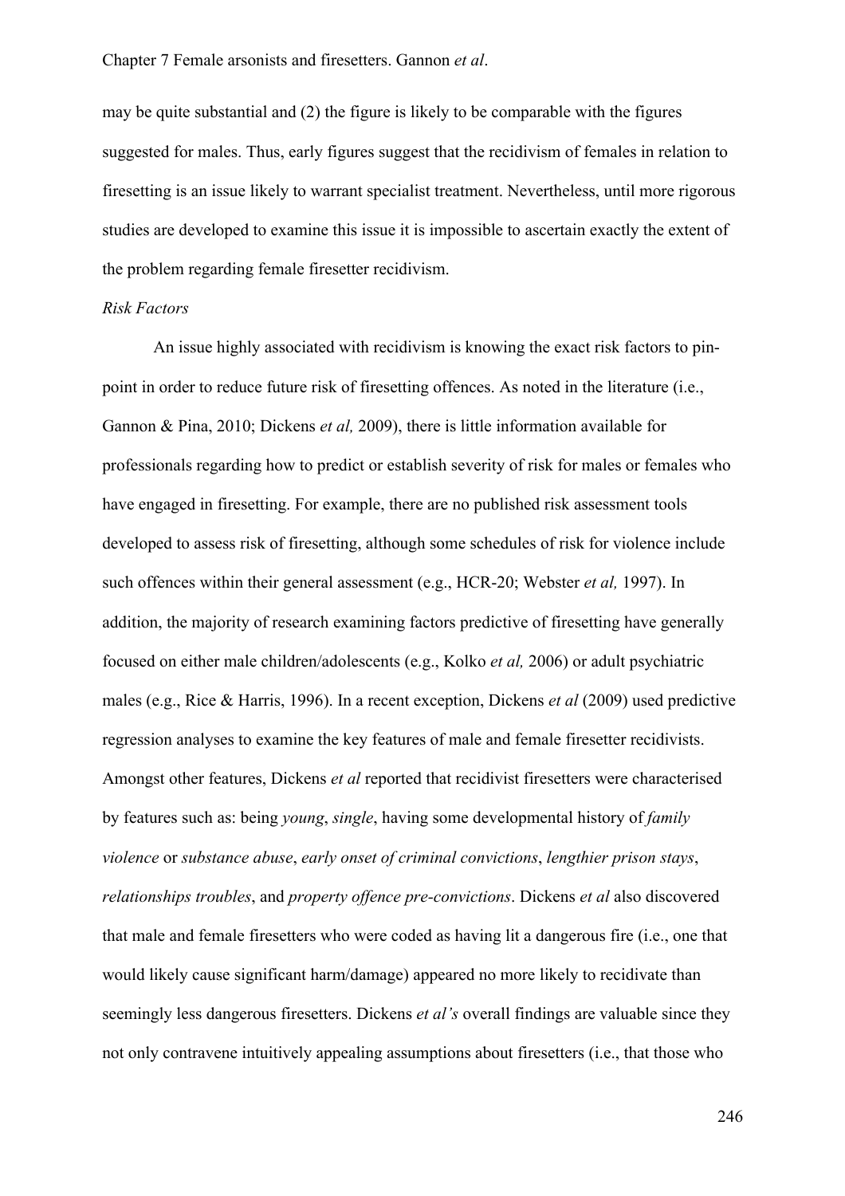may be quite substantial and (2) the figure is likely to be comparable with the figures suggested for males. Thus, early figures suggest that the recidivism of females in relation to firesetting is an issue likely to warrant specialist treatment. Nevertheless, until more rigorous studies are developed to examine this issue it is impossible to ascertain exactly the extent of the problem regarding female firesetter recidivism.

*Risk Factors*

An issue highly associated with recidivism is knowing the exact risk factors to pin-point in order to reduce future risk of firesetting offences. As noted in the literature (i.e., Gannon & Pina, 2010; Dickens *et al,* 2009), there is little information available for professionals regarding how to predict or establish severity of risk for males or females who have engaged in firesetting. For example, there are no published risk assessment tools developed to assess risk of firesetting, although some schedules of risk for violence include such offences within their general assessment (e.g., HCR-20; Webster *et al,* 1997). In addition, the majority of research examining factors predictive of firesetting have generally focused on either male children/adolescents (e.g., Kolko *et al,* 2006) or adult psychiatric males (e.g., Rice & Harris, 1996). In a recent exception, Dickens *et al* (2009) used predictive regression analyses to examine the key features of male and female firesetter recidivists. Amongst other features, Dickens *et al* reported that recidivist firesetters were characterised by features such as: being *young*, *single*, having some developmental history of *family violence* or *substance abuse*, *early onset of criminal convictions*, *lengthier prison stays*, *relationships troubles*, and *property offence pre-convictions*. Dickens *et al* also discovered that male and female firesetters who were coded as having lit a dangerous fire (i.e., one that would likely cause significant harm/damage) appeared no more likely to recidivate than seemingly less dangerous firesetters. Dickens *et al's* overall findings are valuable since they not only contravene intuitively appealing assumptions about firesetters (i.e., that those who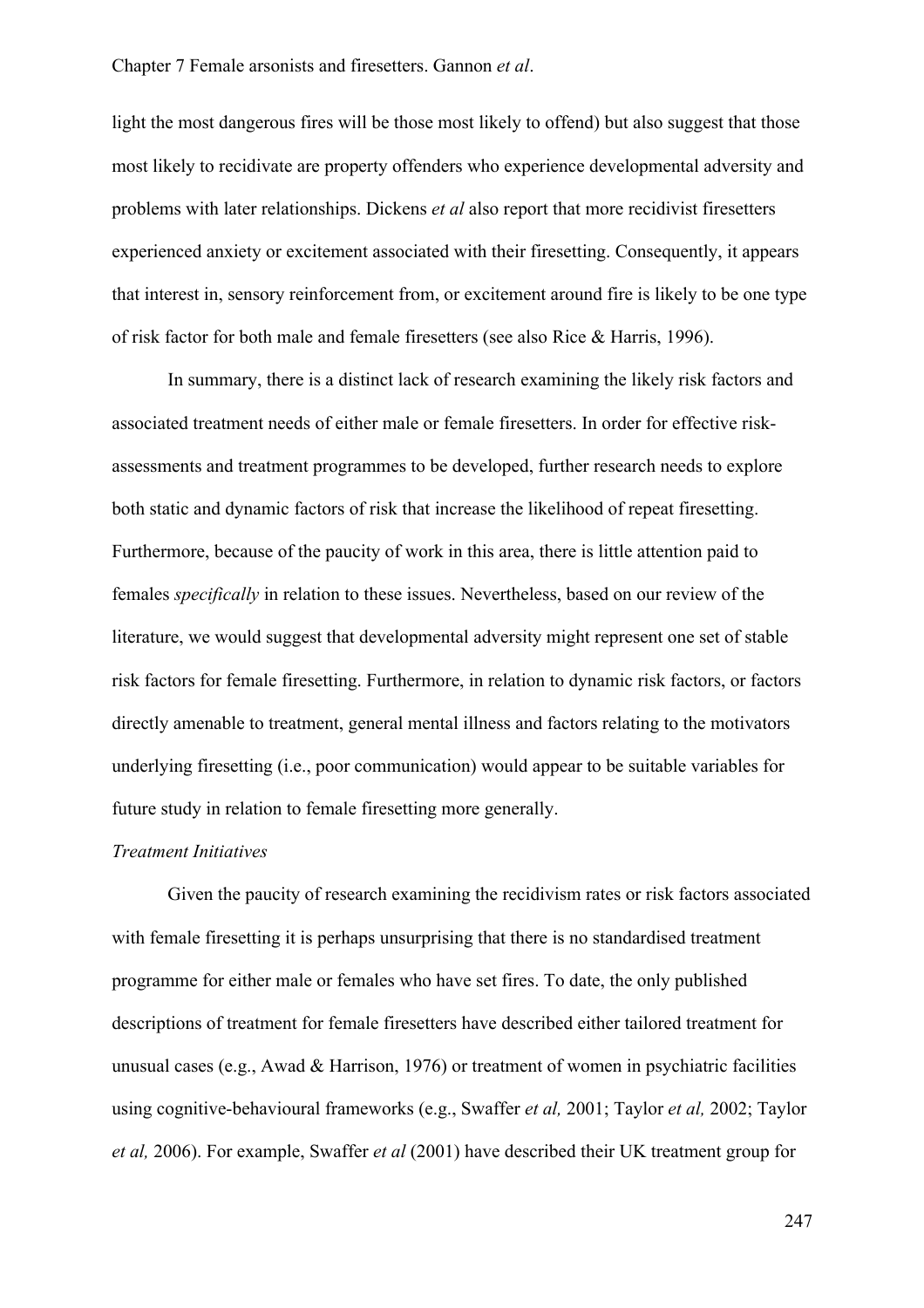light the most dangerous fires will be those most likely to offend) but also suggest that those most likely to recidivate are property offenders who experience developmental adversity and problems with later relationships. Dickens *et al* also report that more recidivist firesetters experienced anxiety or excitement associated with their firesetting. Consequently, it appears that interest in, sensory reinforcement from, or excitement around fire is likely to be one type of risk factor for both male and female firesetters (see also Rice & Harris, 1996).

In summary, there is a distinct lack of research examining the likely risk factors and associated treatment needs of either male or female firesetters. In order for effective risk-assessments and treatment programmes to be developed, further research needs to explore both static and dynamic factors of risk that increase the likelihood of repeat firesetting. Furthermore, because of the paucity of work in this area, there is little attention paid to females *specifically* in relation to these issues. Nevertheless, based on our review of the literature, we would suggest that developmental adversity might represent one set of stable risk factors for female firesetting. Furthermore, in relation to dynamic risk factors, or factors directly amenable to treatment, general mental illness and factors relating to the motivators underlying firesetting (i.e., poor communication) would appear to be suitable variables for future study in relation to female firesetting more generally.

*Treatment Initiatives*

Given the paucity of research examining the recidivism rates or risk factors associated with female firesetting it is perhaps unsurprising that there is no standardised treatment programme for either male or females who have set fires. To date, the only published descriptions of treatment for female firesetters have described either tailored treatment for unusual cases (e.g., Awad & Harrison, 1976) or treatment of women in psychiatric facilities using cognitive-behavioural frameworks (e.g., Swaffer *et al,* 2001; Taylor *et al,* 2002; Taylor *et al,* 2006). For example, Swaffer *et al* (2001) have described their UK treatment group for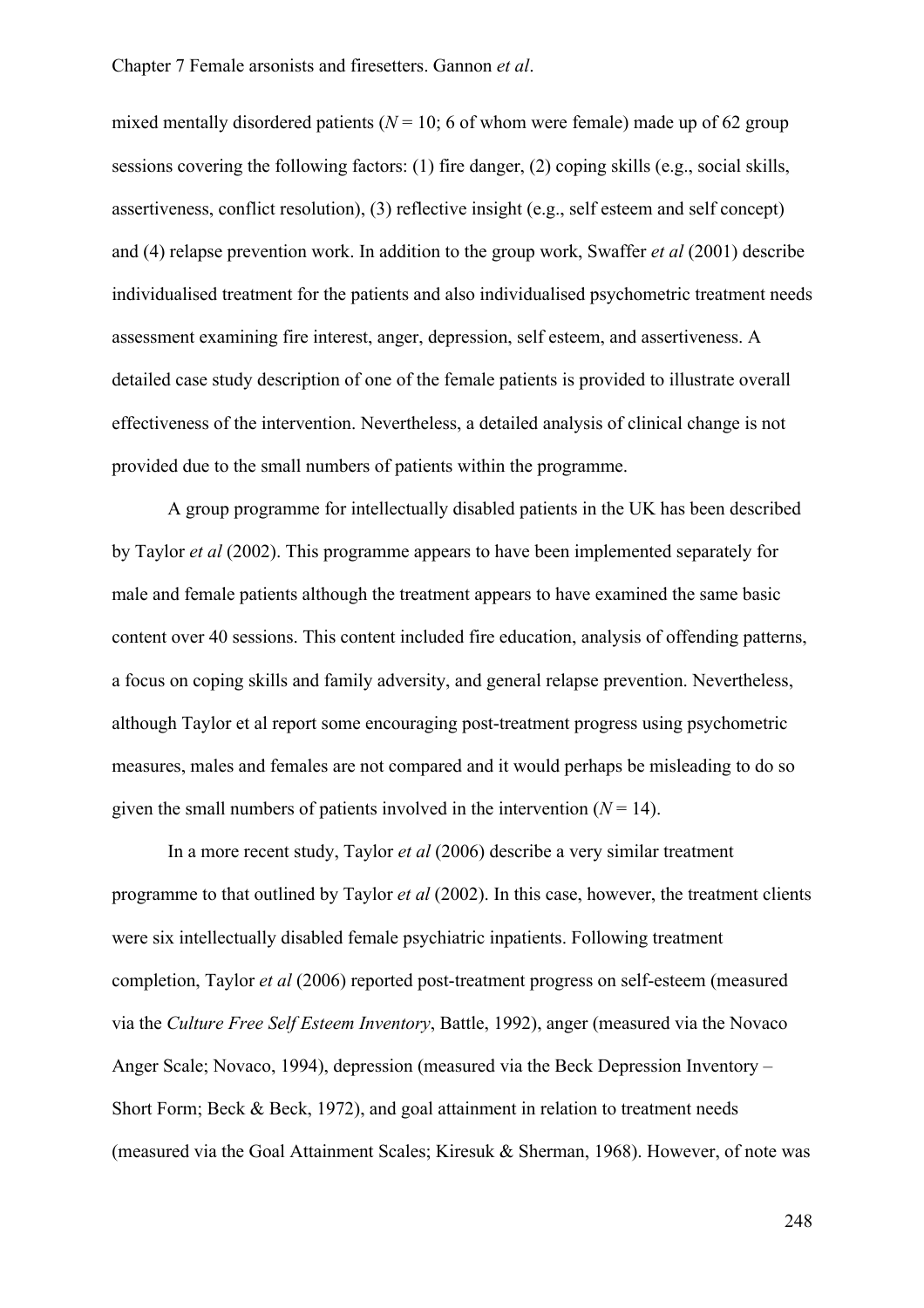mixed mentally disordered patients ($N = 10$; 6 of whom were female) made up of 62 group sessions covering the following factors: (1) fire danger, (2) coping skills (e.g., social skills, assertiveness, conflict resolution), (3) reflective insight (e.g., self esteem and self concept) and (4) relapse prevention work. In addition to the group work, Swaffer *et al* (2001) describe individualised treatment for the patients and also individualised psychometric treatment needs assessment examining fire interest, anger, depression, self esteem, and assertiveness. A detailed case study description of one of the female patients is provided to illustrate overall effectiveness of the intervention. Nevertheless, a detailed analysis of clinical change is not provided due to the small numbers of patients within the programme.

A group programme for intellectually disabled patients in the UK has been described by Taylor *et al* (2002). This programme appears to have been implemented separately for male and female patients although the treatment appears to have examined the same basic content over 40 sessions. This content included fire education, analysis of offending patterns, a focus on coping skills and family adversity, and general relapse prevention. Nevertheless, although Taylor et al report some encouraging post-treatment progress using psychometric measures, males and females are not compared and it would perhaps be misleading to do so given the small numbers of patients involved in the intervention ($N = 14$).

In a more recent study, Taylor *et al* (2006) describe a very similar treatment programme to that outlined by Taylor *et al* (2002). In this case, however, the treatment clients were six intellectually disabled female psychiatric inpatients. Following treatment completion, Taylor *et al* (2006) reported post-treatment progress on self-esteem (measured via the *Culture Free Self Esteem Inventory*, Battle, 1992), anger (measured via the Novaco Anger Scale; Novaco, 1994), depression (measured via the Beck Depression Inventory – Short Form; Beck & Beck, 1972), and goal attainment in relation to treatment needs (measured via the Goal Attainment Scales; Kiresuk & Sherman, 1968). However, of note was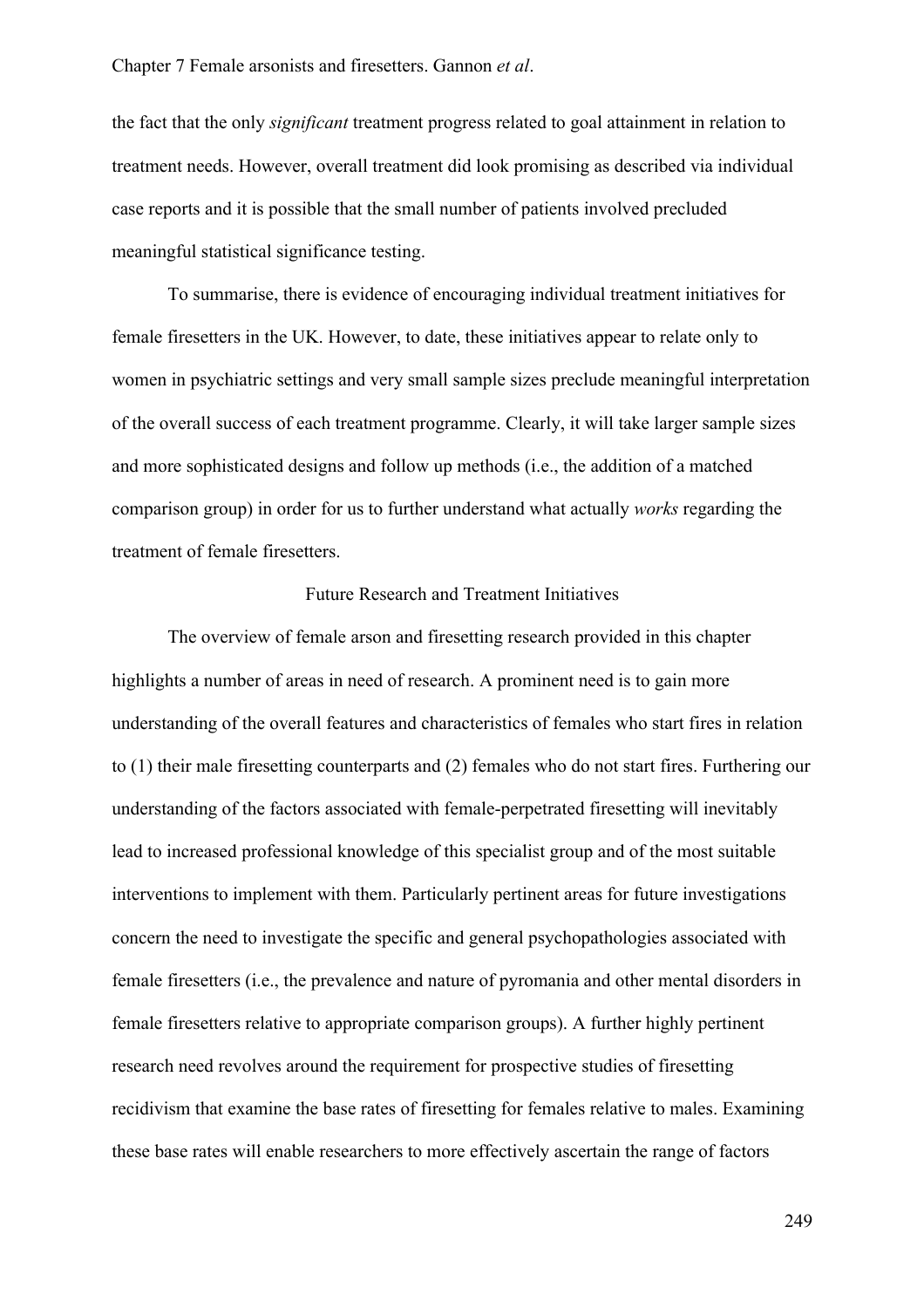the fact that the only *significant* treatment progress related to goal attainment in relation to treatment needs. However, overall treatment did look promising as described via individual case reports and it is possible that the small number of patients involved precluded meaningful statistical significance testing.

To summarise, there is evidence of encouraging individual treatment initiatives for female firesetters in the UK. However, to date, these initiatives appear to relate only to women in psychiatric settings and very small sample sizes preclude meaningful interpretation of the overall success of each treatment programme. Clearly, it will take larger sample sizes and more sophisticated designs and follow up methods (i.e., the addition of a matched comparison group) in order for us to further understand what actually *works* regarding the treatment of female firesetters.

## Future Research and Treatment Initiatives

The overview of female arson and firesetting research provided in this chapter highlights a number of areas in need of research. A prominent need is to gain more understanding of the overall features and characteristics of females who start fires in relation to (1) their male firesetting counterparts and (2) females who do not start fires. Furthering our understanding of the factors associated with female-perpetrated firesetting will inevitably lead to increased professional knowledge of this specialist group and of the most suitable interventions to implement with them. Particularly pertinent areas for future investigations concern the need to investigate the specific and general psychopathologies associated with female firesetters (i.e., the prevalence and nature of pyromania and other mental disorders in female firesetters relative to appropriate comparison groups). A further highly pertinent research need revolves around the requirement for prospective studies of firesetting recidivism that examine the base rates of firesetting for females relative to males. Examining these base rates will enable researchers to more effectively ascertain the range of factors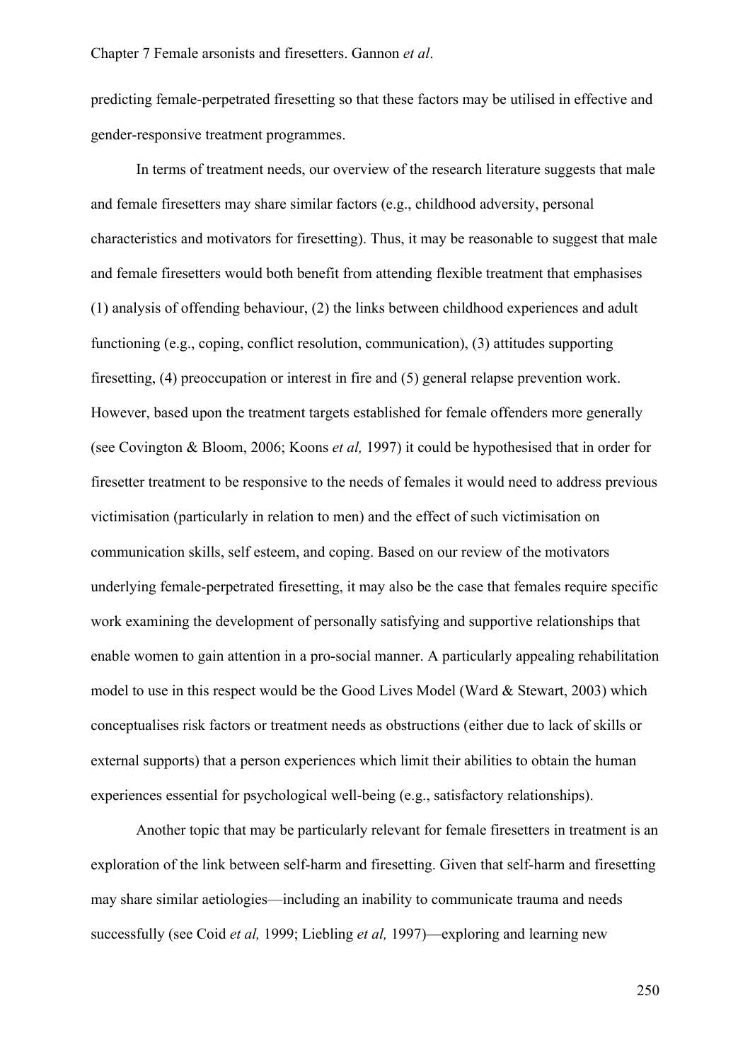predicting female-perpetrated firesetting so that these factors may be utilised in effective and gender-responsive treatment programmes.

In terms of treatment needs, our overview of the research literature suggests that male and female firesetters may share similar factors (e.g., childhood adversity, personal characteristics and motivators for firesetting). Thus, it may be reasonable to suggest that male and female firesetters would both benefit from attending flexible treatment that emphasises (1) analysis of offending behaviour, (2) the links between childhood experiences and adult functioning (e.g., coping, conflict resolution, communication), (3) attitudes supporting firesetting, (4) preoccupation or interest in fire and (5) general relapse prevention work. However, based upon the treatment targets established for female offenders more generally (see Covington & Bloom, 2006; Koons *et al,* 1997) it could be hypothesised that in order for firesetter treatment to be responsive to the needs of females it would need to address previous victimisation (particularly in relation to men) and the effect of such victimisation on communication skills, self esteem, and coping. Based on our review of the motivators underlying female-perpetrated firesetting, it may also be the case that females require specific work examining the development of personally satisfying and supportive relationships that enable women to gain attention in a pro-social manner. A particularly appealing rehabilitation model to use in this respect would be the Good Lives Model (Ward & Stewart, 2003) which conceptualises risk factors or treatment needs as obstructions (either due to lack of skills or external supports) that a person experiences which limit their abilities to obtain the human experiences essential for psychological well-being (e.g., satisfactory relationships).

Another topic that may be particularly relevant for female firesetters in treatment is an exploration of the link between self-harm and firesetting. Given that self-harm and firesetting may share similar aetiologies—including an inability to communicate trauma and needs successfully (see Coid *et al,* 1999; Liebling *et al,* 1997)—exploring and learning new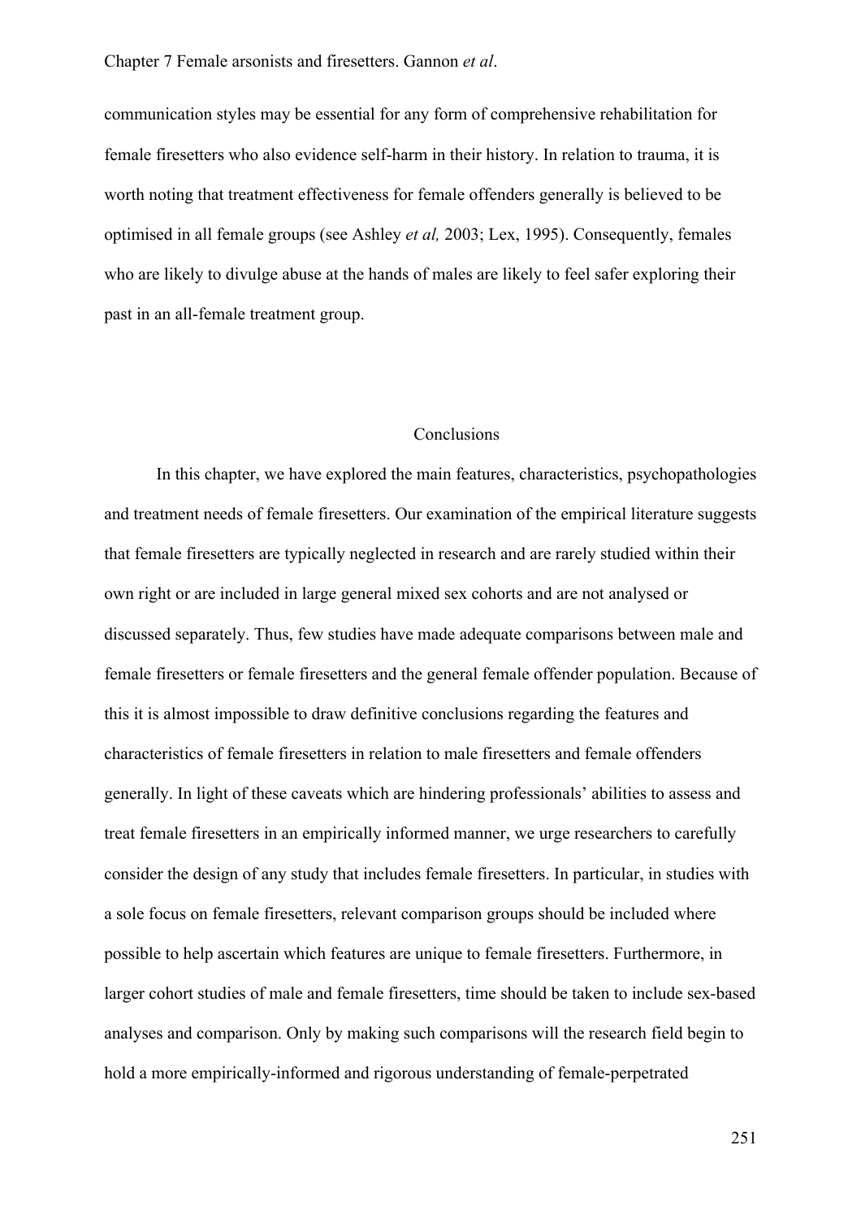communication styles may be essential for any form of comprehensive rehabilitation for female firesetters who also evidence self-harm in their history. In relation to trauma, it is worth noting that treatment effectiveness for female offenders generally is believed to be optimised in all female groups (see Ashley *et al,* 2003; Lex, 1995). Consequently, females who are likely to divulge abuse at the hands of males are likely to feel safer exploring their past in an all-female treatment group.

## Conclusions

In this chapter, we have explored the main features, characteristics, psychopathologies and treatment needs of female firesetters. Our examination of the empirical literature suggests that female firesetters are typically neglected in research and are rarely studied within their own right or are included in large general mixed sex cohorts and are not analysed or discussed separately. Thus, few studies have made adequate comparisons between male and female firesetters or female firesetters and the general female offender population. Because of this it is almost impossible to draw definitive conclusions regarding the features and characteristics of female firesetters in relation to male firesetters and female offenders generally. In light of these caveats which are hindering professionals' abilities to assess and treat female firesetters in an empirically informed manner, we urge researchers to carefully consider the design of any study that includes female firesetters. In particular, in studies with a sole focus on female firesetters, relevant comparison groups should be included where possible to help ascertain which features are unique to female firesetters. Furthermore, in larger cohort studies of male and female firesetters, time should be taken to include sex-based analyses and comparison. Only by making such comparisons will the research field begin to hold a more empirically-informed and rigorous understanding of female-perpetrated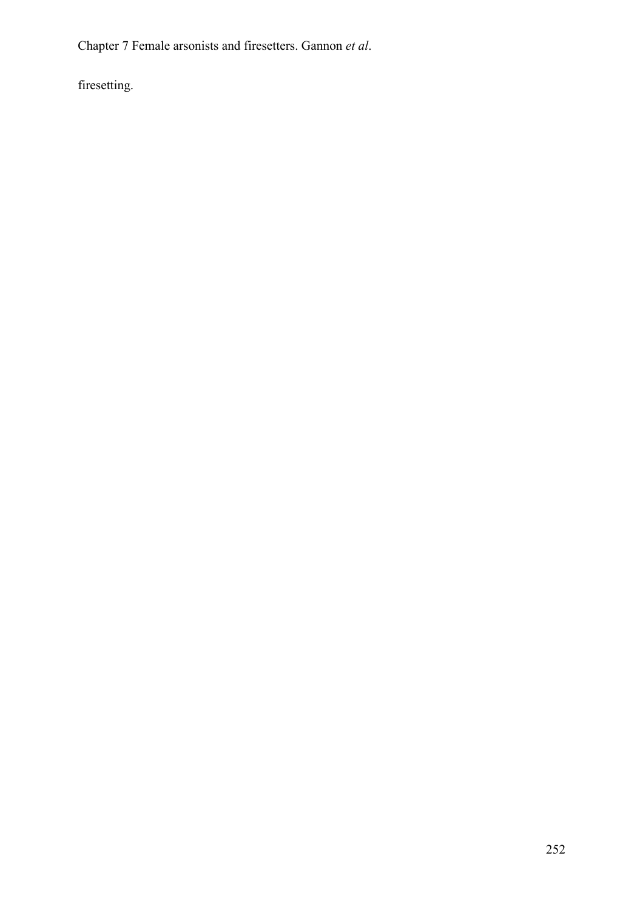firesetting.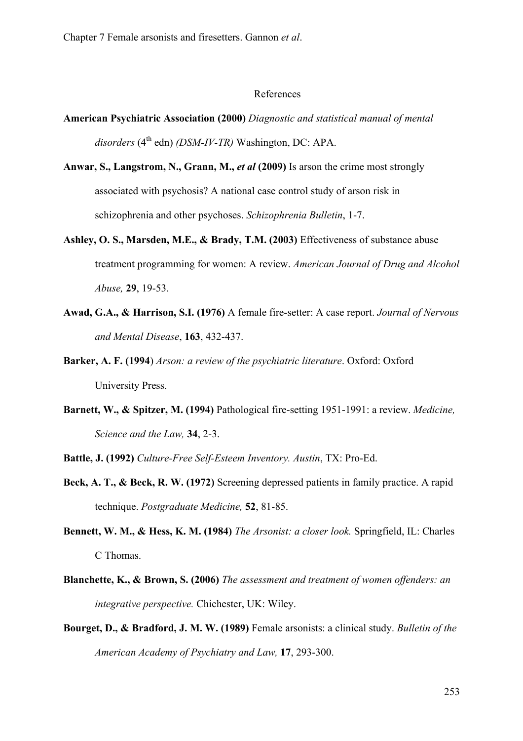# References

**American Psychiatric Association (2000)** *Diagnostic and statistical manual of mental disorders* (4th edn) *(DSM-IV-TR)* Washington, DC: APA.

**Anwar, S., Langstrom, N., Grann, M.,** ***et al*** **(2009)** Is arson the crime most strongly associated with psychosis? A national case control study of arson risk in schizophrenia and other psychoses. *Schizophrenia Bulletin*, 1-7.

**Ashley, O. S., Marsden, M.E., & Brady, T.M. (2003)** Effectiveness of substance abuse treatment programming for women: A review. *American Journal of Drug and Alcohol Abuse,* **29**, 19-53.

**Awad, G.A., & Harrison, S.I. (1976)** A female fire-setter: A case report. *Journal of Nervous and Mental Disease*, **163**, 432-437.

**Barker, A. F. (1994)** *Arson: a review of the psychiatric literature*. Oxford: Oxford University Press.

**Barnett, W., & Spitzer, M. (1994)** Pathological fire-setting 1951-1991: a review. *Medicine, Science and the Law,* **34**, 2-3.

**Battle, J. (1992)** *Culture-Free Self-Esteem Inventory. Austin*, TX: Pro-Ed.

**Beck, A. T., & Beck, R. W. (1972)** Screening depressed patients in family practice. A rapid technique. *Postgraduate Medicine,* **52**, 81-85.

**Bennett, W. M., & Hess, K. M. (1984)** *The Arsonist: a closer look.* Springfield, IL: Charles C Thomas.

**Blanchette, K., & Brown, S. (2006)** *The assessment and treatment of women offenders: an integrative perspective.* Chichester, UK: Wiley.

**Bourget, D., & Bradford, J. M. W. (1989)** Female arsonists: a clinical study. *Bulletin of the American Academy of Psychiatry and Law,* **17**, 293-300.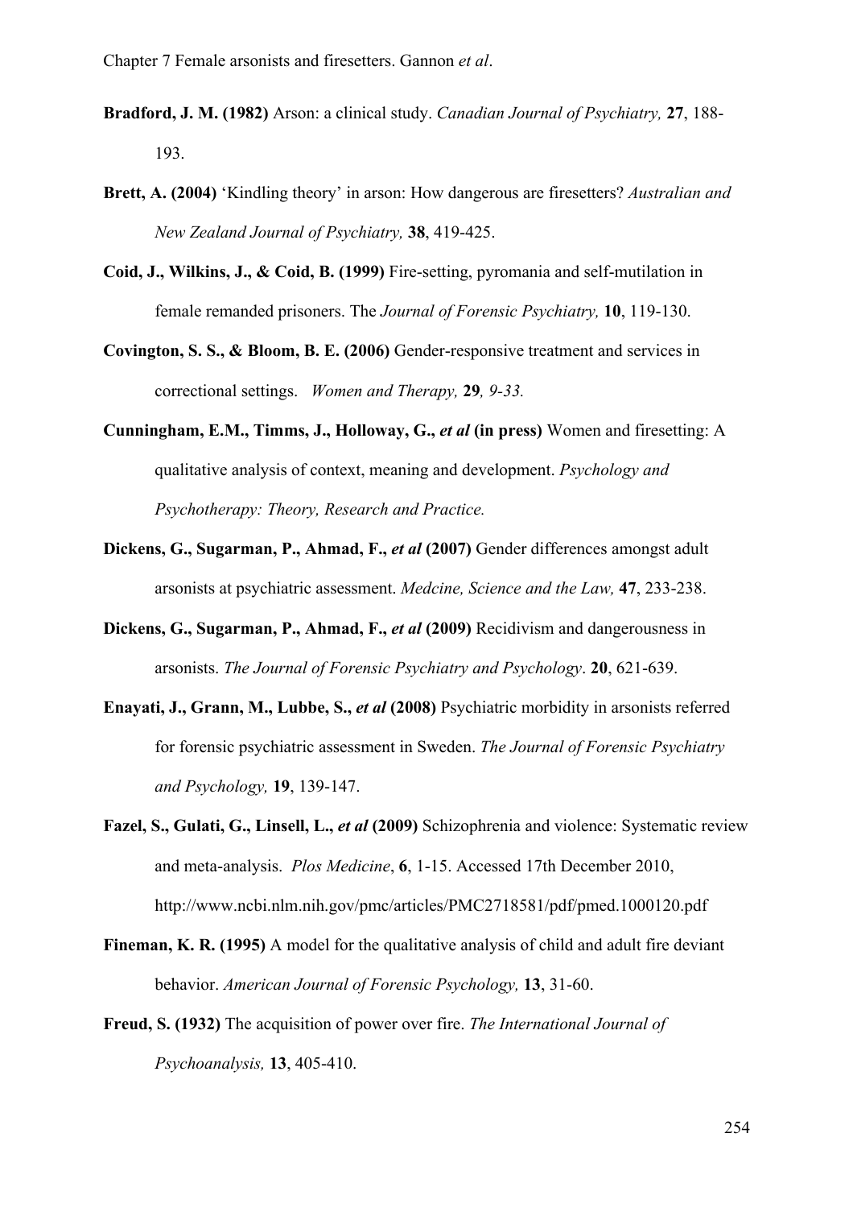**Bradford, J. M. (1982)** Arson: a clinical study. *Canadian Journal of Psychiatry,* **27**, 188-193.

**Brett, A. (2004)** 'Kindling theory' in arson: How dangerous are firesetters? *Australian and New Zealand Journal of Psychiatry,* **38**, 419-425.

**Coid, J., Wilkins, J., & Coid, B. (1999)** Fire-setting, pyromania and self-mutilation in female remanded prisoners. The *Journal of Forensic Psychiatry,* **10**, 119-130.

**Covington, S. S., & Bloom, B. E. (2006)** Gender-responsive treatment and services in correctional settings. *Women and Therapy,* **29***, 9-33.*

**Cunningham, E.M., Timms, J., Holloway, G., *et al* (in press)** Women and firesetting: A qualitative analysis of context, meaning and development. *Psychology and Psychotherapy: Theory, Research and Practice.*

**Dickens, G., Sugarman, P., Ahmad, F., *et al* (2007)** Gender differences amongst adult arsonists at psychiatric assessment. *Medcine, Science and the Law,* **47**, 233-238.

**Dickens, G., Sugarman, P., Ahmad, F., *et al* (2009)** Recidivism and dangerousness in arsonists. *The Journal of Forensic Psychiatry and Psychology*. **20**, 621-639.

**Enayati, J., Grann, M., Lubbe, S., *et al* (2008)** Psychiatric morbidity in arsonists referred for forensic psychiatric assessment in Sweden. *The Journal of Forensic Psychiatry and Psychology,* **19**, 139-147.

**Fazel, S., Gulati, G., Linsell, L., *et al* (2009)** Schizophrenia and violence: Systematic review and meta-analysis. *Plos Medicine*, **6**, 1-15. Accessed 17th December 2010, http://www.ncbi.nlm.nih.gov/pmc/articles/PMC2718581/pdf/pmed.1000120.pdf

**Fineman, K. R. (1995)** A model for the qualitative analysis of child and adult fire deviant behavior. *American Journal of Forensic Psychology,* **13**, 31-60.

**Freud, S. (1932)** The acquisition of power over fire. *The International Journal of Psychoanalysis,* **13**, 405-410.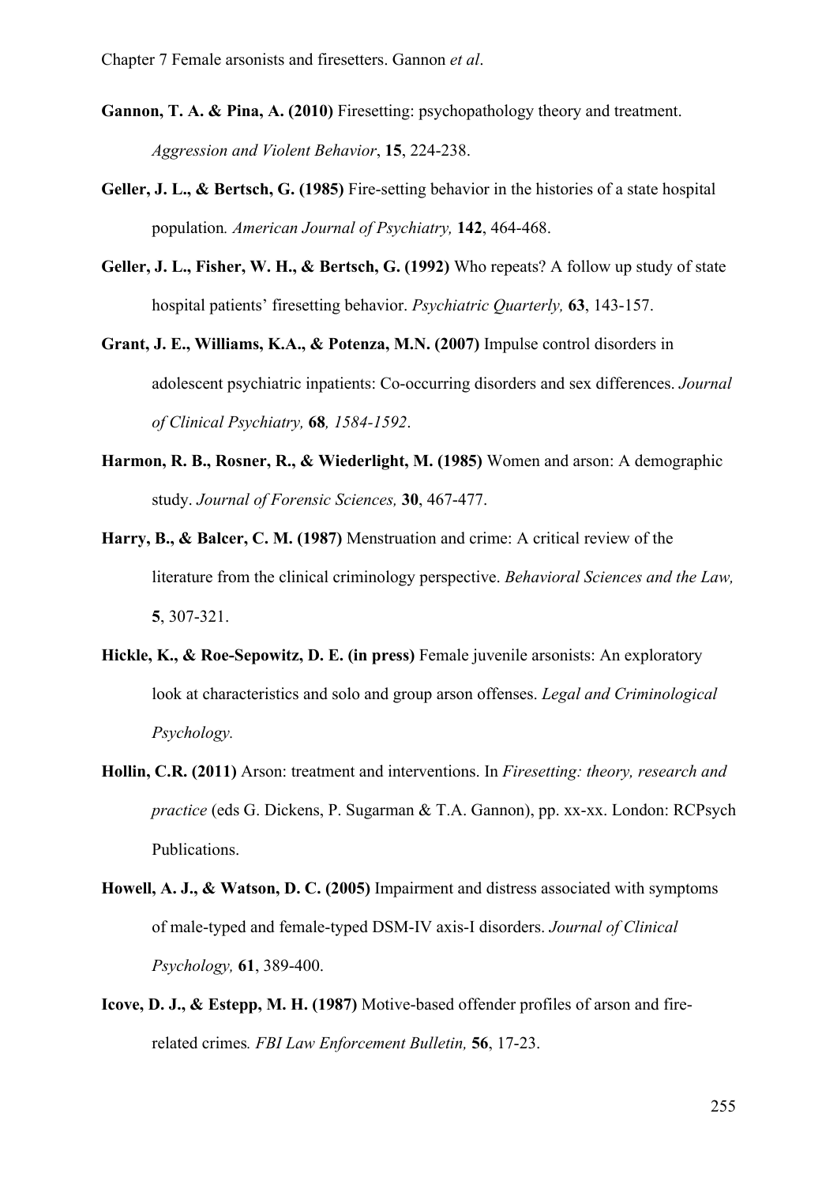**Gannon, T. A. & Pina, A. (2010)** Firesetting: psychopathology theory and treatment. *Aggression and Violent Behavior*, **15**, 224-238.

**Geller, J. L., & Bertsch, G. (1985)** Fire-setting behavior in the histories of a state hospital population*. American Journal of Psychiatry,* **142**, 464-468.

**Geller, J. L., Fisher, W. H., & Bertsch, G. (1992)** Who repeats? A follow up study of state hospital patients' firesetting behavior. *Psychiatric Quarterly,* **63**, 143-157.

**Grant, J. E., Williams, K.A., & Potenza, M.N. (2007)** Impulse control disorders in adolescent psychiatric inpatients: Co-occurring disorders and sex differences. *Journal of Clinical Psychiatry,* **68***, 1584-1592*.

**Harmon, R. B., Rosner, R., & Wiederlight, M. (1985)** Women and arson: A demographic study. *Journal of Forensic Sciences,* **30**, 467-477.

**Harry, B., & Balcer, C. M. (1987)** Menstruation and crime: A critical review of the literature from the clinical criminology perspective. *Behavioral Sciences and the Law,* **5**, 307-321.

**Hickle, K., & Roe-Sepowitz, D. E. (in press)** Female juvenile arsonists: An exploratory look at characteristics and solo and group arson offenses. *Legal and Criminological Psychology.*

**Hollin, C.R. (2011)** Arson: treatment and interventions. In *Firesetting: theory, research and practice* (eds G. Dickens, P. Sugarman & T.A. Gannon), pp. xx-xx. London: RCPsych Publications.

**Howell, A. J., & Watson, D. C. (2005)** Impairment and distress associated with symptoms of male-typed and female-typed DSM-IV axis-I disorders. *Journal of Clinical Psychology,* **61**, 389-400.

**Icove, D. J., & Estepp, M. H. (1987)** Motive-based offender profiles of arson and fire-related crimes*. FBI Law Enforcement Bulletin,* **56**, 17-23.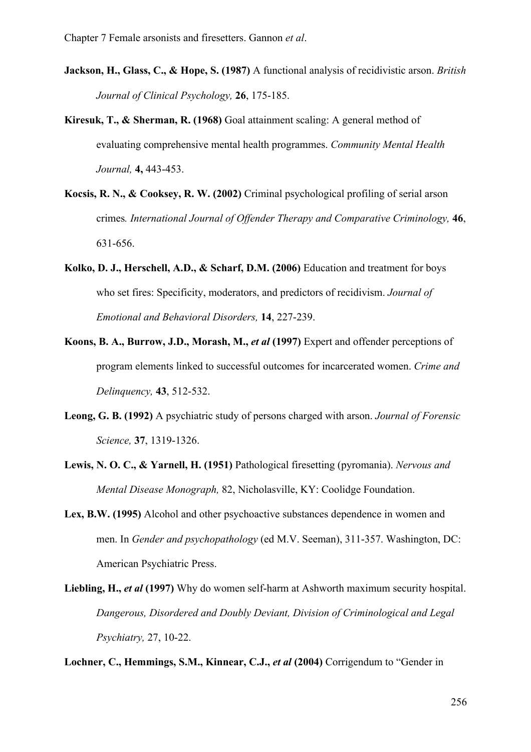**Jackson, H., Glass, C., & Hope, S. (1987)** A functional analysis of recidivistic arson. *British Journal of Clinical Psychology,* **26**, 175-185.

**Kiresuk, T., & Sherman, R. (1968)** Goal attainment scaling: A general method of evaluating comprehensive mental health programmes. *Community Mental Health Journal,* **4,** 443-453.

**Kocsis, R. N., & Cooksey, R. W. (2002)** Criminal psychological profiling of serial arson crimes*. International Journal of Offender Therapy and Comparative Criminology,* **46**, 631-656.

**Kolko, D. J., Herschell, A.D., & Scharf, D.M. (2006)** Education and treatment for boys who set fires: Specificity, moderators, and predictors of recidivism. *Journal of Emotional and Behavioral Disorders,* **14**, 227-239.

**Koons, B. A., Burrow, J.D., Morash, M.,** ***et al*** **(1997)** Expert and offender perceptions of program elements linked to successful outcomes for incarcerated women. *Crime and Delinquency,* **43**, 512-532.

**Leong, G. B. (1992)** A psychiatric study of persons charged with arson. *Journal of Forensic Science,* **37**, 1319-1326.

**Lewis, N. O. C., & Yarnell, H. (1951)** Pathological firesetting (pyromania). *Nervous and Mental Disease Monograph,* 82, Nicholasville, KY: Coolidge Foundation.

**Lex, B.W. (1995)** Alcohol and other psychoactive substances dependence in women and men. In *Gender and psychopathology* (ed M.V. Seeman), 311-357. Washington, DC: American Psychiatric Press.

**Liebling, H.,** ***et al*** **(1997)** Why do women self-harm at Ashworth maximum security hospital. *Dangerous, Disordered and Doubly Deviant, Division of Criminological and Legal Psychiatry,* 27, 10-22.

**Lochner, C., Hemmings, S.M., Kinnear, C.J.,** ***et al*** **(2004)** Corrigendum to "Gender in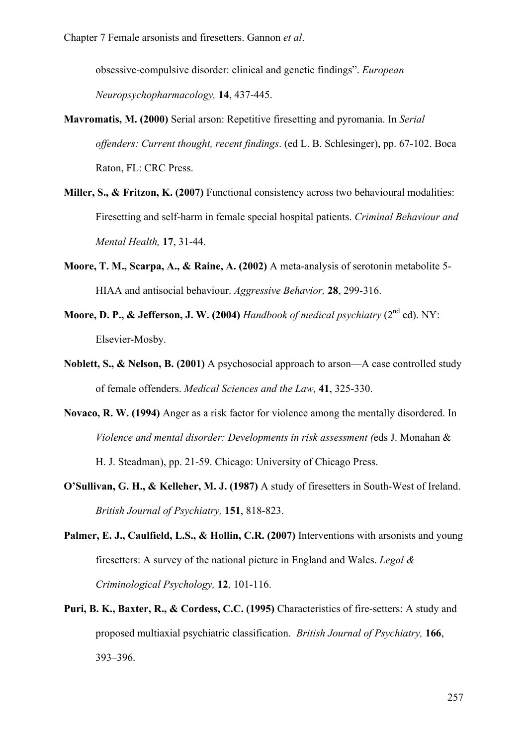obsessive-compulsive disorder: clinical and genetic findings". *European Neuropsychopharmacology,* **14**, 437-445.

**Mavromatis, M. (2000)** Serial arson: Repetitive firesetting and pyromania. In *Serial offenders: Current thought, recent findings*. (ed L. B. Schlesinger), pp. 67-102. Boca Raton, FL: CRC Press.

**Miller, S., & Fritzon, K. (2007)** Functional consistency across two behavioural modalities: Firesetting and self-harm in female special hospital patients. *Criminal Behaviour and Mental Health,* **17**, 31-44.

**Moore, T. M., Scarpa, A., & Raine, A. (2002)** A meta-analysis of serotonin metabolite 5-HIAA and antisocial behaviour. *Aggressive Behavior,* **28**, 299-316.

**Moore, D. P., & Jefferson, J. W. (2004)** *Handbook of medical psychiatry* (2nd ed). NY: Elsevier-Mosby.

**Noblett, S., & Nelson, B. (2001)** A psychosocial approach to arson—A case controlled study of female offenders. *Medical Sciences and the Law,* **41**, 325-330.

**Novaco, R. W. (1994)** Anger as a risk factor for violence among the mentally disordered. In *Violence and mental disorder: Developments in risk assessment (*eds J. Monahan & H. J. Steadman), pp. 21-59. Chicago: University of Chicago Press.

**O'Sullivan, G. H., & Kelleher, M. J. (1987)** A study of firesetters in South-West of Ireland. *British Journal of Psychiatry,* **151**, 818-823.

**Palmer, E. J., Caulfield, L.S., & Hollin, C.R. (2007)** Interventions with arsonists and young firesetters: A survey of the national picture in England and Wales. *Legal & Criminological Psychology,* **12**, 101-116.

**Puri, B. K., Baxter, R., & Cordess, C.C. (1995)** Characteristics of fire-setters: A study and proposed multiaxial psychiatric classification. *British Journal of Psychiatry,* **166**, 393–396.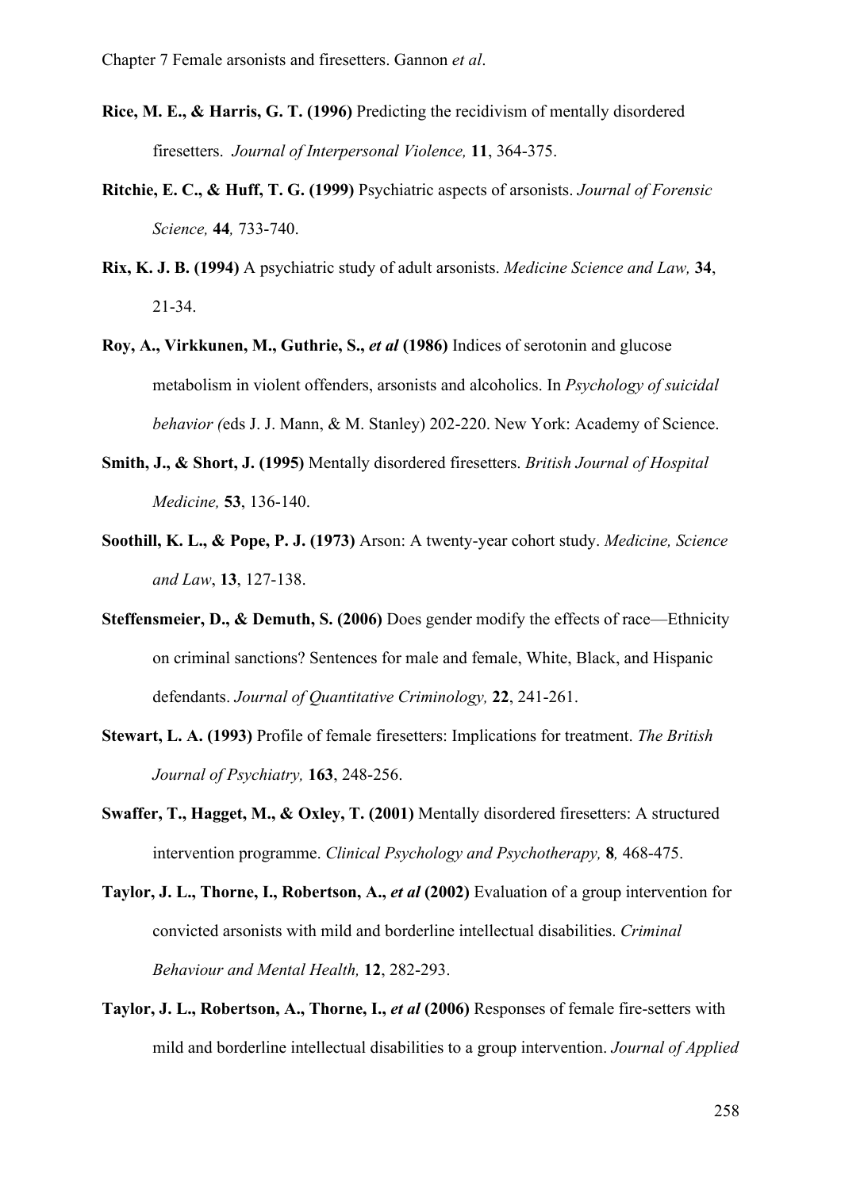**Rice, M. E., & Harris, G. T. (1996)** Predicting the recidivism of mentally disordered firesetters. *Journal of Interpersonal Violence,* **11**, 364-375.

**Ritchie, E. C., & Huff, T. G. (1999)** Psychiatric aspects of arsonists. *Journal of Forensic Science,* **44***,* 733-740.

**Rix, K. J. B. (1994)** A psychiatric study of adult arsonists. *Medicine Science and Law,* **34**, 21-34.

**Roy, A., Virkkunen, M., Guthrie, S.,** ***et al*** **(1986)** Indices of serotonin and glucose metabolism in violent offenders, arsonists and alcoholics. In *Psychology of suicidal behavior (*eds J. J. Mann, & M. Stanley) 202-220. New York: Academy of Science.

**Smith, J., & Short, J. (1995)** Mentally disordered firesetters. *British Journal of Hospital Medicine,* **53**, 136-140.

**Soothill, K. L., & Pope, P. J. (1973)** Arson: A twenty-year cohort study. *Medicine, Science and Law*, **13**, 127-138.

**Steffensmeier, D., & Demuth, S. (2006)** Does gender modify the effects of race—Ethnicity on criminal sanctions? Sentences for male and female, White, Black, and Hispanic defendants. *Journal of Quantitative Criminology,* **22**, 241-261.

**Stewart, L. A. (1993)** Profile of female firesetters: Implications for treatment. *The British Journal of Psychiatry,* **163**, 248-256.

**Swaffer, T., Hagget, M., & Oxley, T. (2001)** Mentally disordered firesetters: A structured intervention programme. *Clinical Psychology and Psychotherapy,* **8***,* 468-475.

**Taylor, J. L., Thorne, I., Robertson, A.,** ***et al*** **(2002)** Evaluation of a group intervention for convicted arsonists with mild and borderline intellectual disabilities. *Criminal Behaviour and Mental Health,* **12**, 282-293.

**Taylor, J. L., Robertson, A., Thorne, I.,** ***et al*** **(2006)** Responses of female fire-setters with mild and borderline intellectual disabilities to a group intervention. *Journal of Applied*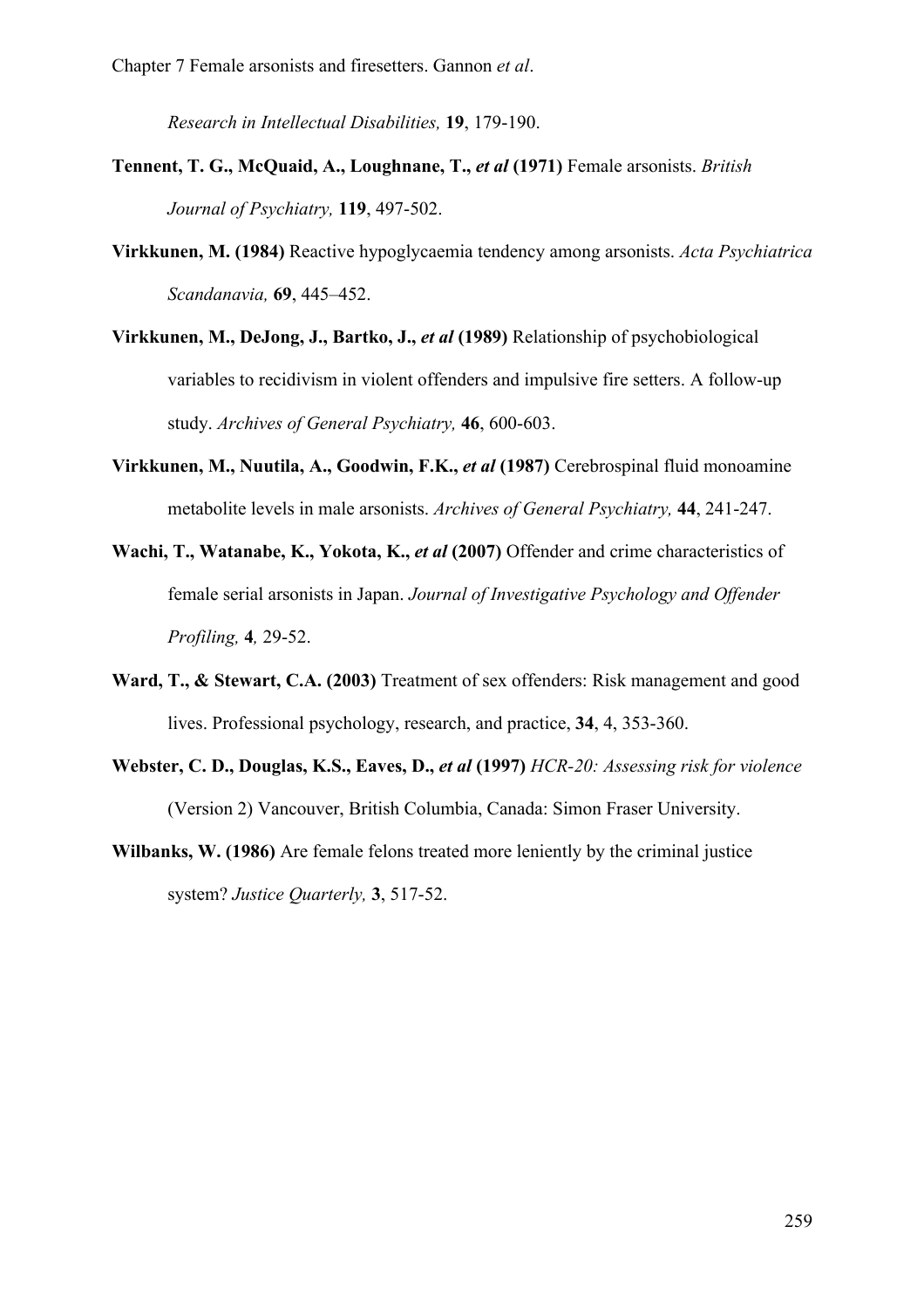*Research in Intellectual Disabilities,* **19**, 179-190.

**Tennent, T. G., McQuaid, A., Loughnane, T., *et al* (1971)** Female arsonists. *British Journal of Psychiatry,* **119**, 497-502.

**Virkkunen, M. (1984)** Reactive hypoglycaemia tendency among arsonists. *Acta Psychiatrica Scandanavia,* **69**, 445–452.

**Virkkunen, M., DeJong, J., Bartko, J., *et al* (1989)** Relationship of psychobiological variables to recidivism in violent offenders and impulsive fire setters. A follow-up study. *Archives of General Psychiatry,* **46**, 600-603.

**Virkkunen, M., Nuutila, A., Goodwin, F.K., *et al* (1987)** Cerebrospinal fluid monoamine metabolite levels in male arsonists. *Archives of General Psychiatry,* **44**, 241-247.

**Wachi, T., Watanabe, K., Yokota, K., *et al* (2007)** Offender and crime characteristics of female serial arsonists in Japan. *Journal of Investigative Psychology and Offender Profiling,* **4***,* 29-52.

**Ward, T., & Stewart, C.A. (2003)** Treatment of sex offenders: Risk management and good lives. Professional psychology, research, and practice, **34**, 4, 353-360.

**Webster, C. D., Douglas, K.S., Eaves, D., *et al* (1997)** *HCR-20: Assessing risk for violence* (Version 2) Vancouver, British Columbia, Canada: Simon Fraser University.

**Wilbanks, W. (1986)** Are female felons treated more leniently by the criminal justice system? *Justice Quarterly,* **3**, 517-52.